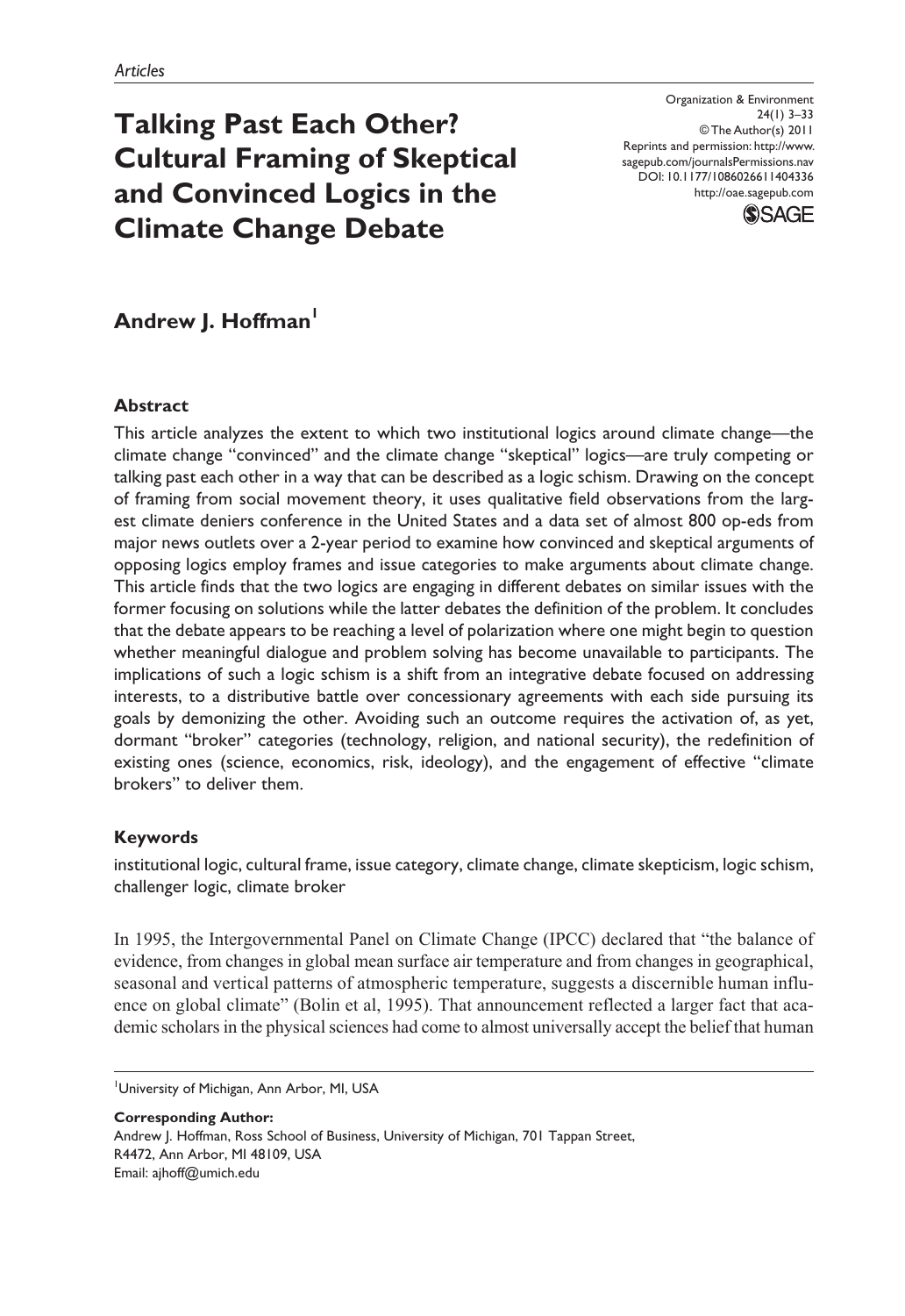*Articles*

# Talking Past Each Other? Cultural Framing of Skeptical and Convinced Logics in the Climate Change Debate

Organization & Environment
24(1) 3–33
© The Author(s) 2011
Reprints and permission: http://www.sagepub.com/journalsPermissions.nav
DOI: 10.1177/1086026611404336
http://oae.sagepub.com

**Andrew J. Hoffman**[1]

### Abstract

This article analyzes the extent to which two institutional logics around climate change—the climate change "convinced" and the climate change "skeptical" logics—are truly competing or talking past each other in a way that can be described as a logic schism. Drawing on the concept of framing from social movement theory, it uses qualitative field observations from the largest climate deniers conference in the United States and a data set of almost 800 op-eds from major news outlets over a 2-year period to examine how convinced and skeptical arguments of opposing logics employ frames and issue categories to make arguments about climate change. This article finds that the two logics are engaging in different debates on similar issues with the former focusing on solutions while the latter debates the definition of the problem. It concludes that the debate appears to be reaching a level of polarization where one might begin to question whether meaningful dialogue and problem solving has become unavailable to participants. The implications of such a logic schism is a shift from an integrative debate focused on addressing interests, to a distributive battle over concessionary agreements with each side pursuing its goals by demonizing the other. Avoiding such an outcome requires the activation of, as yet, dormant "broker" categories (technology, religion, and national security), the redefinition of existing ones (science, economics, risk, ideology), and the engagement of effective "climate brokers" to deliver them.

### Keywords

institutional logic, cultural frame, issue category, climate change, climate skepticism, logic schism, challenger logic, climate broker

In 1995, the Intergovernmental Panel on Climate Change (IPCC) declared that "the balance of evidence, from changes in global mean surface air temperature and from changes in geographical, seasonal and vertical patterns of atmospheric temperature, suggests a discernible human influence on global climate" (Bolin et al, 1995). That announcement reflected a larger fact that academic scholars in the physical sciences had come to almost universally accept the belief that human

[1]University of Michigan, Ann Arbor, MI, USA

**Corresponding Author:**
Andrew J. Hoffman, Ross School of Business, University of Michigan, 701 Tappan Street, R4472, Ann Arbor, MI 48109, USA
Email: ajhoff@umich.edu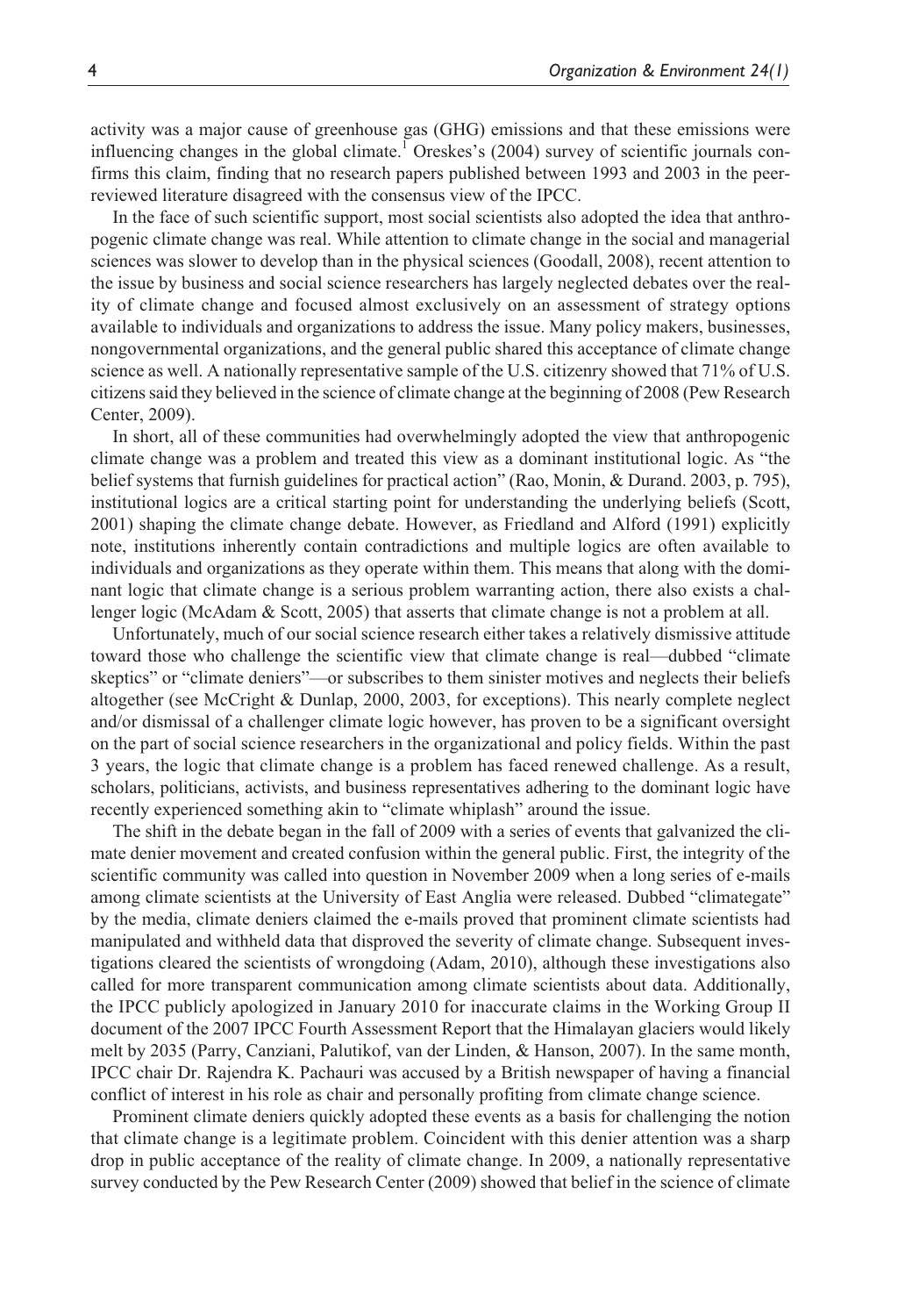activity was a major cause of greenhouse gas (GHG) emissions and that these emissions were influencing changes in the global climate.[1] Oreskes's (2004) survey of scientific journals confirms this claim, finding that no research papers published between 1993 and 2003 in the peer-reviewed literature disagreed with the consensus view of the IPCC.

In the face of such scientific support, most social scientists also adopted the idea that anthropogenic climate change was real. While attention to climate change in the social and managerial sciences was slower to develop than in the physical sciences (Goodall, 2008), recent attention to the issue by business and social science researchers has largely neglected debates over the reality of climate change and focused almost exclusively on an assessment of strategy options available to individuals and organizations to address the issue. Many policy makers, businesses, nongovernmental organizations, and the general public shared this acceptance of climate change science as well. A nationally representative sample of the U.S. citizenry showed that 71% of U.S. citizens said they believed in the science of climate change at the beginning of 2008 (Pew Research Center, 2009).

In short, all of these communities had overwhelmingly adopted the view that anthropogenic climate change was a problem and treated this view as a dominant institutional logic. As "the belief systems that furnish guidelines for practical action" (Rao, Monin, & Durand. 2003, p. 795), institutional logics are a critical starting point for understanding the underlying beliefs (Scott, 2001) shaping the climate change debate. However, as Friedland and Alford (1991) explicitly note, institutions inherently contain contradictions and multiple logics are often available to individuals and organizations as they operate within them. This means that along with the dominant logic that climate change is a serious problem warranting action, there also exists a challenger logic (McAdam & Scott, 2005) that asserts that climate change is not a problem at all.

Unfortunately, much of our social science research either takes a relatively dismissive attitude toward those who challenge the scientific view that climate change is real—dubbed "climate skeptics" or "climate deniers"—or subscribes to them sinister motives and neglects their beliefs altogether (see McCright & Dunlap, 2000, 2003, for exceptions). This nearly complete neglect and/or dismissal of a challenger climate logic however, has proven to be a significant oversight on the part of social science researchers in the organizational and policy fields. Within the past 3 years, the logic that climate change is a problem has faced renewed challenge. As a result, scholars, politicians, activists, and business representatives adhering to the dominant logic have recently experienced something akin to "climate whiplash" around the issue.

The shift in the debate began in the fall of 2009 with a series of events that galvanized the climate denier movement and created confusion within the general public. First, the integrity of the scientific community was called into question in November 2009 when a long series of e-mails among climate scientists at the University of East Anglia were released. Dubbed "climategate" by the media, climate deniers claimed the e-mails proved that prominent climate scientists had manipulated and withheld data that disproved the severity of climate change. Subsequent investigations cleared the scientists of wrongdoing (Adam, 2010), although these investigations also called for more transparent communication among climate scientists about data. Additionally, the IPCC publicly apologized in January 2010 for inaccurate claims in the Working Group II document of the 2007 IPCC Fourth Assessment Report that the Himalayan glaciers would likely melt by 2035 (Parry, Canziani, Palutikof, van der Linden, & Hanson, 2007). In the same month, IPCC chair Dr. Rajendra K. Pachauri was accused by a British newspaper of having a financial conflict of interest in his role as chair and personally profiting from climate change science.

Prominent climate deniers quickly adopted these events as a basis for challenging the notion that climate change is a legitimate problem. Coincident with this denier attention was a sharp drop in public acceptance of the reality of climate change. In 2009, a nationally representative survey conducted by the Pew Research Center (2009) showed that belief in the science of climate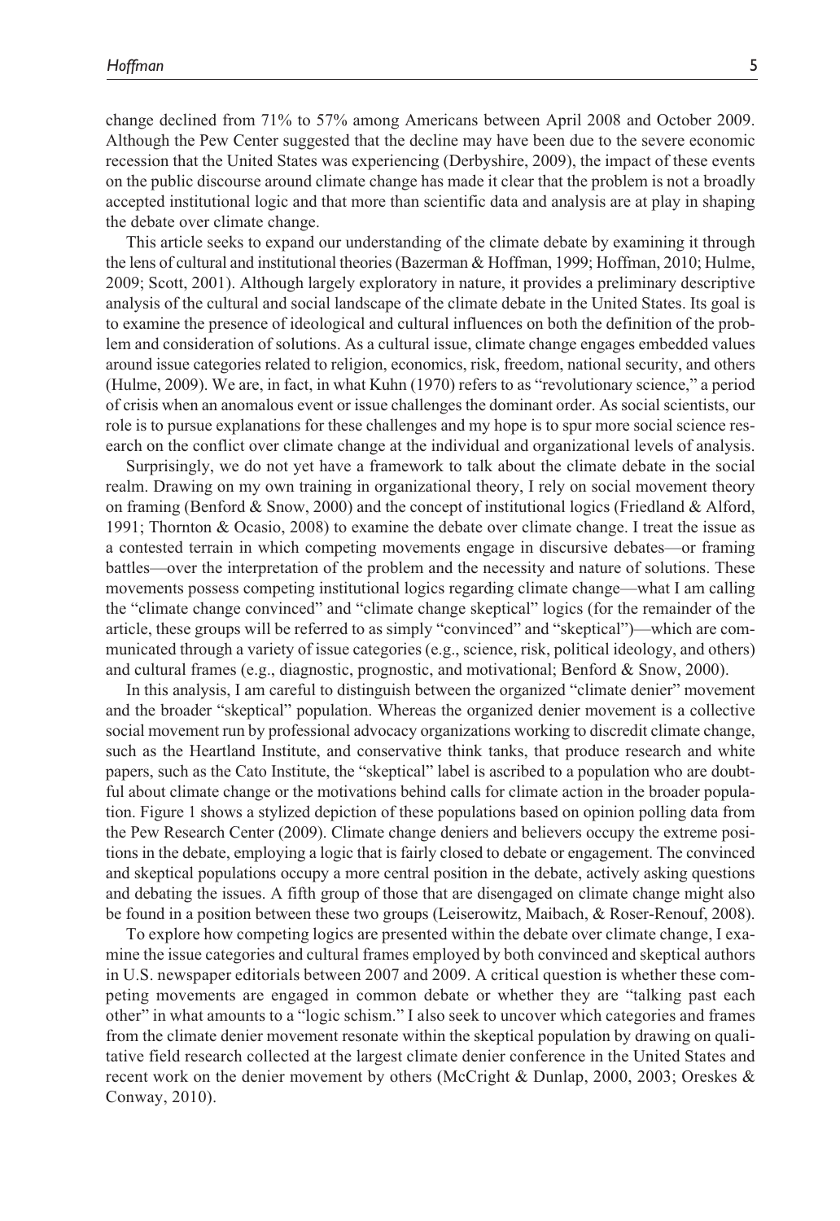change declined from 71% to 57% among Americans between April 2008 and October 2009. Although the Pew Center suggested that the decline may have been due to the severe economic recession that the United States was experiencing (Derbyshire, 2009), the impact of these events on the public discourse around climate change has made it clear that the problem is not a broadly accepted institutional logic and that more than scientific data and analysis are at play in shaping the debate over climate change.

This article seeks to expand our understanding of the climate debate by examining it through the lens of cultural and institutional theories (Bazerman & Hoffman, 1999; Hoffman, 2010; Hulme, 2009; Scott, 2001). Although largely exploratory in nature, it provides a preliminary descriptive analysis of the cultural and social landscape of the climate debate in the United States. Its goal is to examine the presence of ideological and cultural influences on both the definition of the problem and consideration of solutions. As a cultural issue, climate change engages embedded values around issue categories related to religion, economics, risk, freedom, national security, and others (Hulme, 2009). We are, in fact, in what Kuhn (1970) refers to as "revolutionary science," a period of crisis when an anomalous event or issue challenges the dominant order. As social scientists, our role is to pursue explanations for these challenges and my hope is to spur more social science research on the conflict over climate change at the individual and organizational levels of analysis.

Surprisingly, we do not yet have a framework to talk about the climate debate in the social realm. Drawing on my own training in organizational theory, I rely on social movement theory on framing (Benford & Snow, 2000) and the concept of institutional logics (Friedland & Alford, 1991; Thornton & Ocasio, 2008) to examine the debate over climate change. I treat the issue as a contested terrain in which competing movements engage in discursive debates—or framing battles—over the interpretation of the problem and the necessity and nature of solutions. These movements possess competing institutional logics regarding climate change—what I am calling the "climate change convinced" and "climate change skeptical" logics (for the remainder of the article, these groups will be referred to as simply "convinced" and "skeptical")—which are communicated through a variety of issue categories (e.g., science, risk, political ideology, and others) and cultural frames (e.g., diagnostic, prognostic, and motivational; Benford & Snow, 2000).

In this analysis, I am careful to distinguish between the organized "climate denier" movement and the broader "skeptical" population. Whereas the organized denier movement is a collective social movement run by professional advocacy organizations working to discredit climate change, such as the Heartland Institute, and conservative think tanks, that produce research and white papers, such as the Cato Institute, the "skeptical" label is ascribed to a population who are doubtful about climate change or the motivations behind calls for climate action in the broader population. Figure 1 shows a stylized depiction of these populations based on opinion polling data from the Pew Research Center (2009). Climate change deniers and believers occupy the extreme positions in the debate, employing a logic that is fairly closed to debate or engagement. The convinced and skeptical populations occupy a more central position in the debate, actively asking questions and debating the issues. A fifth group of those that are disengaged on climate change might also be found in a position between these two groups (Leiserowitz, Maibach, & Roser-Renouf, 2008).

To explore how competing logics are presented within the debate over climate change, I examine the issue categories and cultural frames employed by both convinced and skeptical authors in U.S. newspaper editorials between 2007 and 2009. A critical question is whether these competing movements are engaged in common debate or whether they are "talking past each other" in what amounts to a "logic schism." I also seek to uncover which categories and frames from the climate denier movement resonate within the skeptical population by drawing on qualitative field research collected at the largest climate denier conference in the United States and recent work on the denier movement by others (McCright & Dunlap, 2000, 2003; Oreskes & Conway, 2010).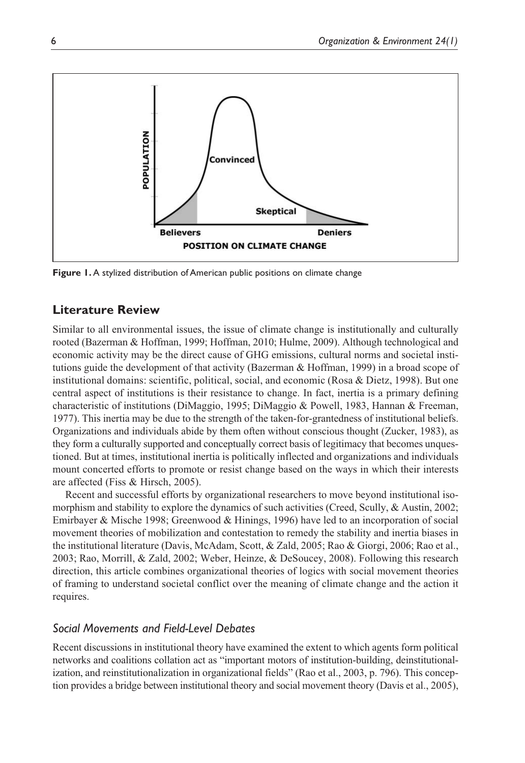Figure 1. A stylized distribution of American public positions on climate change

## Literature Review

Similar to all environmental issues, the issue of climate change is institutionally and culturally rooted (Bazerman & Hoffman, 1999; Hoffman, 2010; Hulme, 2009). Although technological and economic activity may be the direct cause of GHG emissions, cultural norms and societal institutions guide the development of that activity (Bazerman & Hoffman, 1999) in a broad scope of institutional domains: scientific, political, social, and economic (Rosa & Dietz, 1998). But one central aspect of institutions is their resistance to change. In fact, inertia is a primary defining characteristic of institutions (DiMaggio, 1995; DiMaggio & Powell, 1983, Hannan & Freeman, 1977). This inertia may be due to the strength of the taken-for-grantedness of institutional beliefs. Organizations and individuals abide by them often without conscious thought (Zucker, 1983), as they form a culturally supported and conceptually correct basis of legitimacy that becomes unquestioned. But at times, institutional inertia is politically inflected and organizations and individuals mount concerted efforts to promote or resist change based on the ways in which their interests are affected (Fiss & Hirsch, 2005).

Recent and successful efforts by organizational researchers to move beyond institutional isomorphism and stability to explore the dynamics of such activities (Creed, Scully, & Austin, 2002; Emirbayer & Mische 1998; Greenwood & Hinings, 1996) have led to an incorporation of social movement theories of mobilization and contestation to remedy the stability and inertia biases in the institutional literature (Davis, McAdam, Scott, & Zald, 2005; Rao & Giorgi, 2006; Rao et al., 2003; Rao, Morrill, & Zald, 2002; Weber, Heinze, & DeSoucey, 2008). Following this research direction, this article combines organizational theories of logics with social movement theories of framing to understand societal conflict over the meaning of climate change and the action it requires.

### *Social Movements and Field-Level Debates*

Recent discussions in institutional theory have examined the extent to which agents form political networks and coalitions collation act as "important motors of institution-building, deinstitutionalization, and reinstitutionalization in organizational fields" (Rao et al., 2003, p. 796). This conception provides a bridge between institutional theory and social movement theory (Davis et al., 2005),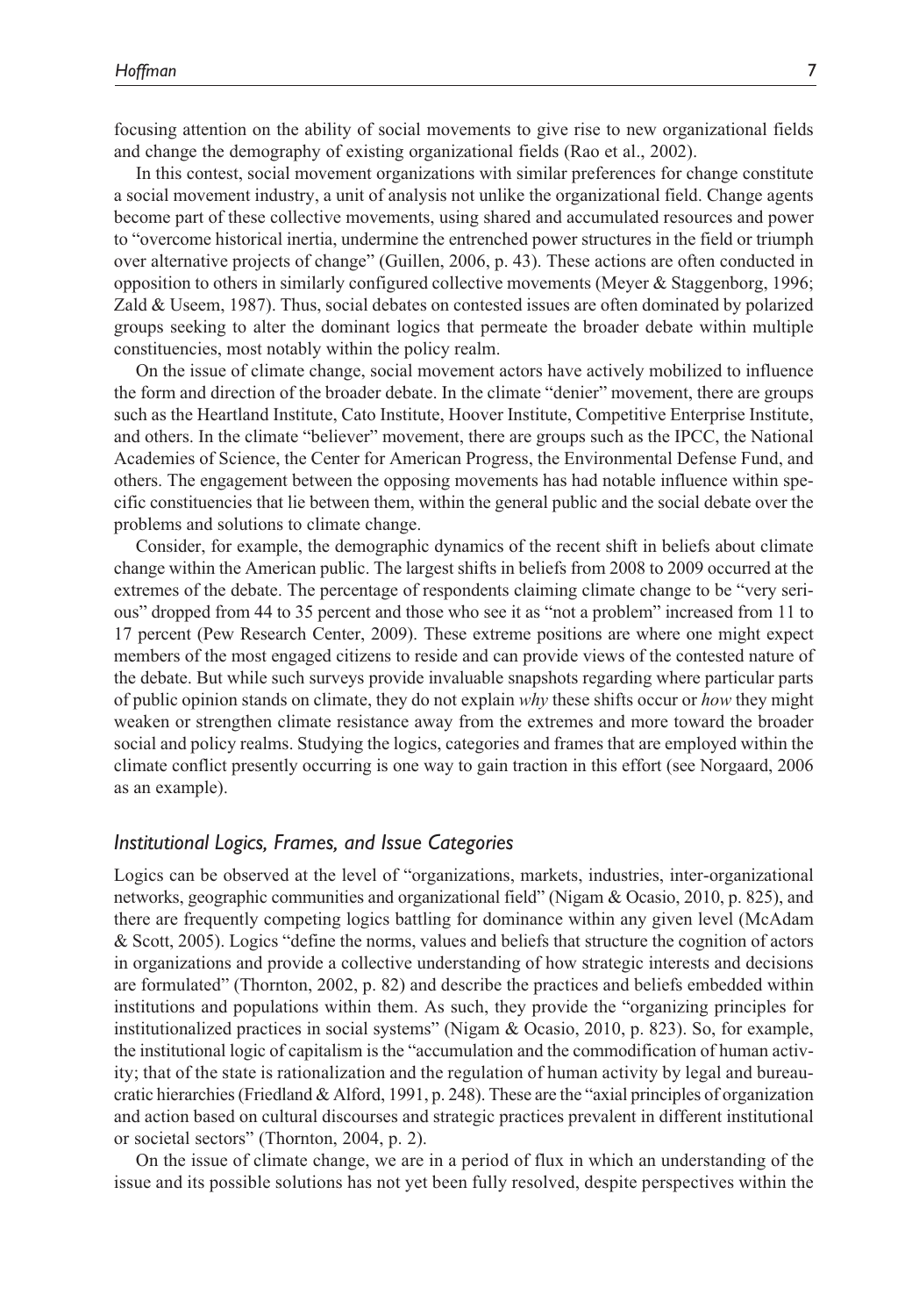focusing attention on the ability of social movements to give rise to new organizational fields and change the demography of existing organizational fields (Rao et al., 2002).

In this contest, social movement organizations with similar preferences for change constitute a social movement industry, a unit of analysis not unlike the organizational field. Change agents become part of these collective movements, using shared and accumulated resources and power to "overcome historical inertia, undermine the entrenched power structures in the field or triumph over alternative projects of change" (Guillen, 2006, p. 43). These actions are often conducted in opposition to others in similarly configured collective movements (Meyer & Staggenborg, 1996; Zald & Useem, 1987). Thus, social debates on contested issues are often dominated by polarized groups seeking to alter the dominant logics that permeate the broader debate within multiple constituencies, most notably within the policy realm.

On the issue of climate change, social movement actors have actively mobilized to influence the form and direction of the broader debate. In the climate "denier" movement, there are groups such as the Heartland Institute, Cato Institute, Hoover Institute, Competitive Enterprise Institute, and others. In the climate "believer" movement, there are groups such as the IPCC, the National Academies of Science, the Center for American Progress, the Environmental Defense Fund, and others. The engagement between the opposing movements has had notable influence within specific constituencies that lie between them, within the general public and the social debate over the problems and solutions to climate change.

Consider, for example, the demographic dynamics of the recent shift in beliefs about climate change within the American public. The largest shifts in beliefs from 2008 to 2009 occurred at the extremes of the debate. The percentage of respondents claiming climate change to be "very serious" dropped from 44 to 35 percent and those who see it as "not a problem" increased from 11 to 17 percent (Pew Research Center, 2009). These extreme positions are where one might expect members of the most engaged citizens to reside and can provide views of the contested nature of the debate. But while such surveys provide invaluable snapshots regarding where particular parts of public opinion stands on climate, they do not explain *why* these shifts occur or *how* they might weaken or strengthen climate resistance away from the extremes and more toward the broader social and policy realms. Studying the logics, categories and frames that are employed within the climate conflict presently occurring is one way to gain traction in this effort (see Norgaard, 2006 as an example).

### *Institutional Logics, Frames, and Issue Categories*

Logics can be observed at the level of "organizations, markets, industries, inter-organizational networks, geographic communities and organizational field" (Nigam & Ocasio, 2010, p. 825), and there are frequently competing logics battling for dominance within any given level (McAdam & Scott, 2005). Logics "define the norms, values and beliefs that structure the cognition of actors in organizations and provide a collective understanding of how strategic interests and decisions are formulated" (Thornton, 2002, p. 82) and describe the practices and beliefs embedded within institutions and populations within them. As such, they provide the "organizing principles for institutionalized practices in social systems" (Nigam & Ocasio, 2010, p. 823). So, for example, the institutional logic of capitalism is the "accumulation and the commodification of human activity; that of the state is rationalization and the regulation of human activity by legal and bureaucratic hierarchies (Friedland & Alford, 1991, p. 248). These are the "axial principles of organization and action based on cultural discourses and strategic practices prevalent in different institutional or societal sectors" (Thornton, 2004, p. 2).

On the issue of climate change, we are in a period of flux in which an understanding of the issue and its possible solutions has not yet been fully resolved, despite perspectives within the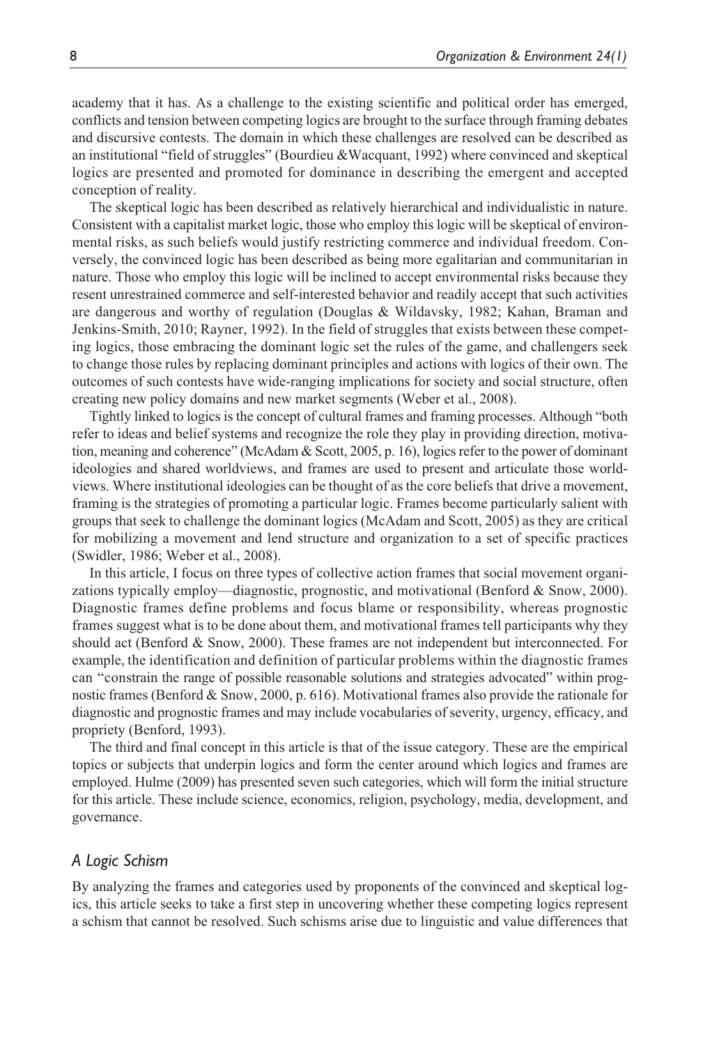academy that it has. As a challenge to the existing scientific and political order has emerged, conflicts and tension between competing logics are brought to the surface through framing debates and discursive contests. The domain in which these challenges are resolved can be described as an institutional "field of struggles" (Bourdieu &Wacquant, 1992) where convinced and skeptical logics are presented and promoted for dominance in describing the emergent and accepted conception of reality.

The skeptical logic has been described as relatively hierarchical and individualistic in nature. Consistent with a capitalist market logic, those who employ this logic will be skeptical of environmental risks, as such beliefs would justify restricting commerce and individual freedom. Conversely, the convinced logic has been described as being more egalitarian and communitarian in nature. Those who employ this logic will be inclined to accept environmental risks because they resent unrestrained commerce and self-interested behavior and readily accept that such activities are dangerous and worthy of regulation (Douglas & Wildavsky, 1982; Kahan, Braman and Jenkins-Smith, 2010; Rayner, 1992). In the field of struggles that exists between these competing logics, those embracing the dominant logic set the rules of the game, and challengers seek to change those rules by replacing dominant principles and actions with logics of their own. The outcomes of such contests have wide-ranging implications for society and social structure, often creating new policy domains and new market segments (Weber et al., 2008).

Tightly linked to logics is the concept of cultural frames and framing processes. Although "both refer to ideas and belief systems and recognize the role they play in providing direction, motivation, meaning and coherence" (McAdam & Scott, 2005, p. 16), logics refer to the power of dominant ideologies and shared worldviews, and frames are used to present and articulate those worldviews. Where institutional ideologies can be thought of as the core beliefs that drive a movement, framing is the strategies of promoting a particular logic. Frames become particularly salient with groups that seek to challenge the dominant logics (McAdam and Scott, 2005) as they are critical for mobilizing a movement and lend structure and organization to a set of specific practices (Swidler, 1986; Weber et al., 2008).

In this article, I focus on three types of collective action frames that social movement organizations typically employ—diagnostic, prognostic, and motivational (Benford & Snow, 2000). Diagnostic frames define problems and focus blame or responsibility, whereas prognostic frames suggest what is to be done about them, and motivational frames tell participants why they should act (Benford & Snow, 2000). These frames are not independent but interconnected. For example, the identification and definition of particular problems within the diagnostic frames can "constrain the range of possible reasonable solutions and strategies advocated" within prognostic frames (Benford & Snow, 2000, p. 616). Motivational frames also provide the rationale for diagnostic and prognostic frames and may include vocabularies of severity, urgency, efficacy, and propriety (Benford, 1993).

The third and final concept in this article is that of the issue category. These are the empirical topics or subjects that underpin logics and form the center around which logics and frames are employed. Hulme (2009) has presented seven such categories, which will form the initial structure for this article. These include science, economics, religion, psychology, media, development, and governance.

### *A Logic Schism*

By analyzing the frames and categories used by proponents of the convinced and skeptical logics, this article seeks to take a first step in uncovering whether these competing logics represent a schism that cannot be resolved. Such schisms arise due to linguistic and value differences that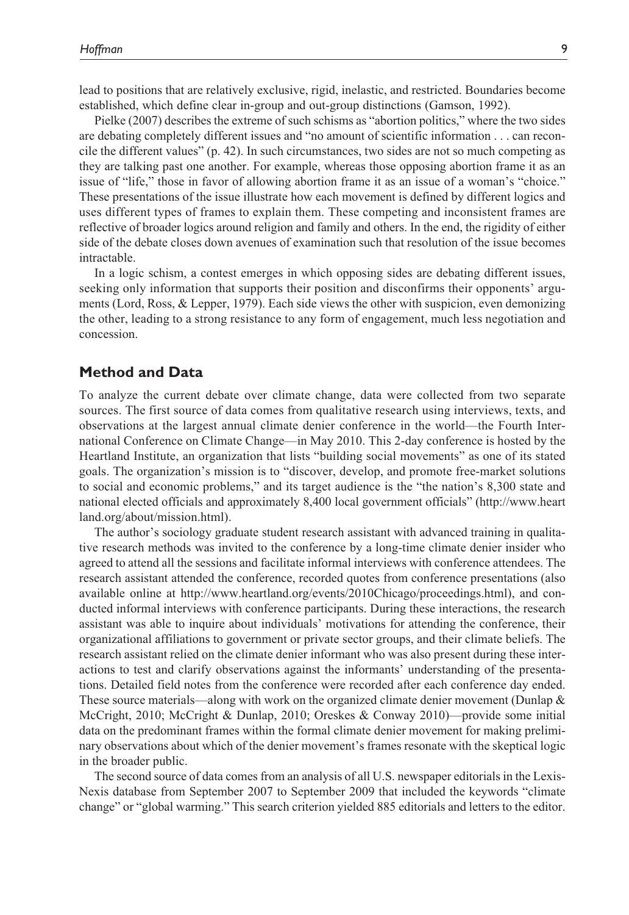lead to positions that are relatively exclusive, rigid, inelastic, and restricted. Boundaries become established, which define clear in-group and out-group distinctions (Gamson, 1992).

Pielke (2007) describes the extreme of such schisms as "abortion politics," where the two sides are debating completely different issues and "no amount of scientific information . . . can reconcile the different values" (p. 42). In such circumstances, two sides are not so much competing as they are talking past one another. For example, whereas those opposing abortion frame it as an issue of "life," those in favor of allowing abortion frame it as an issue of a woman's "choice." These presentations of the issue illustrate how each movement is defined by different logics and uses different types of frames to explain them. These competing and inconsistent frames are reflective of broader logics around religion and family and others. In the end, the rigidity of either side of the debate closes down avenues of examination such that resolution of the issue becomes intractable.

In a logic schism, a contest emerges in which opposing sides are debating different issues, seeking only information that supports their position and disconfirms their opponents' arguments (Lord, Ross, & Lepper, 1979). Each side views the other with suspicion, even demonizing the other, leading to a strong resistance to any form of engagement, much less negotiation and concession.

## Method and Data

To analyze the current debate over climate change, data were collected from two separate sources. The first source of data comes from qualitative research using interviews, texts, and observations at the largest annual climate denier conference in the world—the Fourth International Conference on Climate Change—in May 2010. This 2-day conference is hosted by the Heartland Institute, an organization that lists "building social movements" as one of its stated goals. The organization's mission is to "discover, develop, and promote free-market solutions to social and economic problems," and its target audience is the "the nation's 8,300 state and national elected officials and approximately 8,400 local government officials" (http://www.heartland.org/about/mission.html).

The author's sociology graduate student research assistant with advanced training in qualitative research methods was invited to the conference by a long-time climate denier insider who agreed to attend all the sessions and facilitate informal interviews with conference attendees. The research assistant attended the conference, recorded quotes from conference presentations (also available online at http://www.heartland.org/events/2010Chicago/proceedings.html), and conducted informal interviews with conference participants. During these interactions, the research assistant was able to inquire about individuals' motivations for attending the conference, their organizational affiliations to government or private sector groups, and their climate beliefs. The research assistant relied on the climate denier informant who was also present during these interactions to test and clarify observations against the informants' understanding of the presentations. Detailed field notes from the conference were recorded after each conference day ended. These source materials—along with work on the organized climate denier movement (Dunlap & McCright, 2010; McCright & Dunlap, 2010; Oreskes & Conway 2010)—provide some initial data on the predominant frames within the formal climate denier movement for making preliminary observations about which of the denier movement's frames resonate with the skeptical logic in the broader public.

The second source of data comes from an analysis of all U.S. newspaper editorials in the Lexis-Nexis database from September 2007 to September 2009 that included the keywords "climate change" or "global warming." This search criterion yielded 885 editorials and letters to the editor.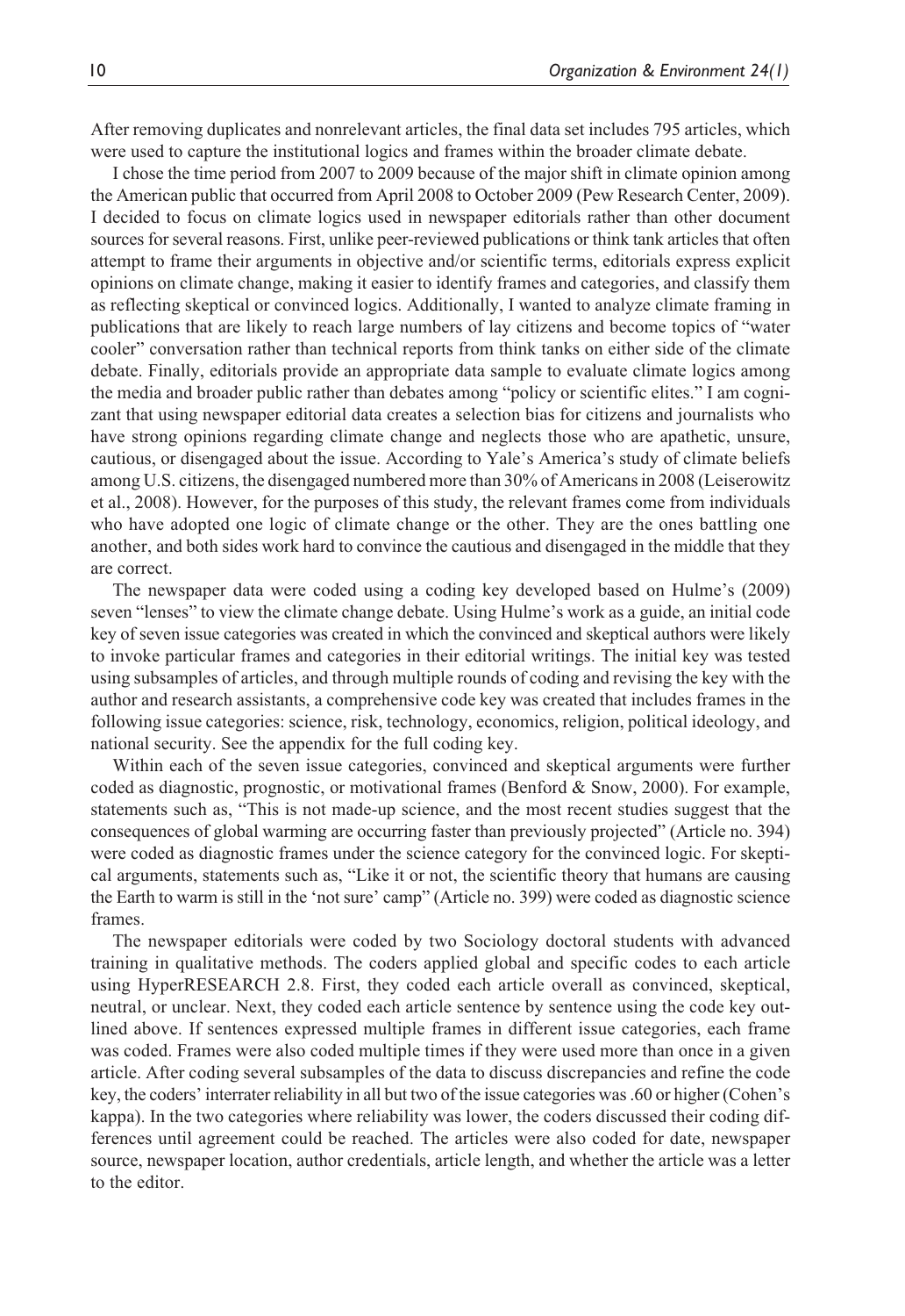After removing duplicates and nonrelevant articles, the final data set includes 795 articles, which were used to capture the institutional logics and frames within the broader climate debate.

I chose the time period from 2007 to 2009 because of the major shift in climate opinion among the American public that occurred from April 2008 to October 2009 (Pew Research Center, 2009). I decided to focus on climate logics used in newspaper editorials rather than other document sources for several reasons. First, unlike peer-reviewed publications or think tank articles that often attempt to frame their arguments in objective and/or scientific terms, editorials express explicit opinions on climate change, making it easier to identify frames and categories, and classify them as reflecting skeptical or convinced logics. Additionally, I wanted to analyze climate framing in publications that are likely to reach large numbers of lay citizens and become topics of "water cooler" conversation rather than technical reports from think tanks on either side of the climate debate. Finally, editorials provide an appropriate data sample to evaluate climate logics among the media and broader public rather than debates among "policy or scientific elites." I am cognizant that using newspaper editorial data creates a selection bias for citizens and journalists who have strong opinions regarding climate change and neglects those who are apathetic, unsure, cautious, or disengaged about the issue. According to Yale's America's study of climate beliefs among U.S. citizens, the disengaged numbered more than 30% of Americans in 2008 (Leiserowitz et al., 2008). However, for the purposes of this study, the relevant frames come from individuals who have adopted one logic of climate change or the other. They are the ones battling one another, and both sides work hard to convince the cautious and disengaged in the middle that they are correct.

The newspaper data were coded using a coding key developed based on Hulme's (2009) seven "lenses" to view the climate change debate. Using Hulme's work as a guide, an initial code key of seven issue categories was created in which the convinced and skeptical authors were likely to invoke particular frames and categories in their editorial writings. The initial key was tested using subsamples of articles, and through multiple rounds of coding and revising the key with the author and research assistants, a comprehensive code key was created that includes frames in the following issue categories: science, risk, technology, economics, religion, political ideology, and national security. See the appendix for the full coding key.

Within each of the seven issue categories, convinced and skeptical arguments were further coded as diagnostic, prognostic, or motivational frames (Benford & Snow, 2000). For example, statements such as, "This is not made-up science, and the most recent studies suggest that the consequences of global warming are occurring faster than previously projected" (Article no. 394) were coded as diagnostic frames under the science category for the convinced logic. For skeptical arguments, statements such as, "Like it or not, the scientific theory that humans are causing the Earth to warm is still in the 'not sure' camp" (Article no. 399) were coded as diagnostic science frames.

The newspaper editorials were coded by two Sociology doctoral students with advanced training in qualitative methods. The coders applied global and specific codes to each article using HyperRESEARCH 2.8. First, they coded each article overall as convinced, skeptical, neutral, or unclear. Next, they coded each article sentence by sentence using the code key outlined above. If sentences expressed multiple frames in different issue categories, each frame was coded. Frames were also coded multiple times if they were used more than once in a given article. After coding several subsamples of the data to discuss discrepancies and refine the code key, the coders' interrater reliability in all but two of the issue categories was .60 or higher (Cohen's kappa). In the two categories where reliability was lower, the coders discussed their coding differences until agreement could be reached. The articles were also coded for date, newspaper source, newspaper location, author credentials, article length, and whether the article was a letter to the editor.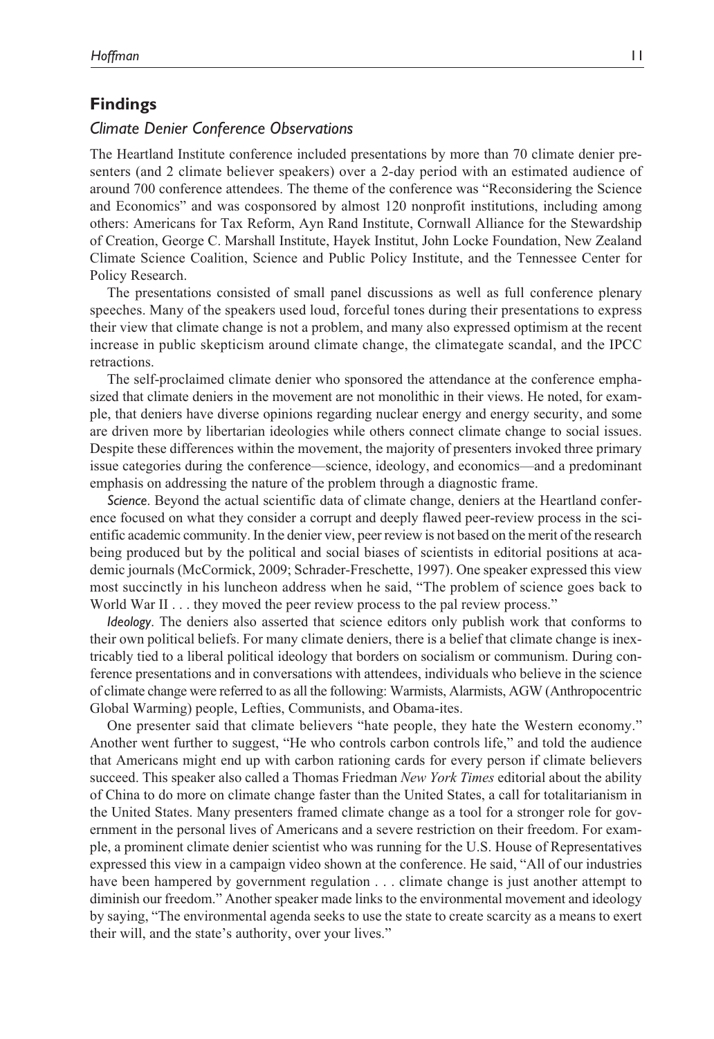## Findings

### *Climate Denier Conference Observations*

The Heartland Institute conference included presentations by more than 70 climate denier presenters (and 2 climate believer speakers) over a 2-day period with an estimated audience of around 700 conference attendees. The theme of the conference was "Reconsidering the Science and Economics" and was cosponsored by almost 120 nonprofit institutions, including among others: Americans for Tax Reform, Ayn Rand Institute, Cornwall Alliance for the Stewardship of Creation, George C. Marshall Institute, Hayek Institut, John Locke Foundation, New Zealand Climate Science Coalition, Science and Public Policy Institute, and the Tennessee Center for Policy Research.

The presentations consisted of small panel discussions as well as full conference plenary speeches. Many of the speakers used loud, forceful tones during their presentations to express their view that climate change is not a problem, and many also expressed optimism at the recent increase in public skepticism around climate change, the climategate scandal, and the IPCC retractions.

The self-proclaimed climate denier who sponsored the attendance at the conference emphasized that climate deniers in the movement are not monolithic in their views. He noted, for example, that deniers have diverse opinions regarding nuclear energy and energy security, and some are driven more by libertarian ideologies while others connect climate change to social issues. Despite these differences within the movement, the majority of presenters invoked three primary issue categories during the conference—science, ideology, and economics—and a predominant emphasis on addressing the nature of the problem through a diagnostic frame.

*Science*. Beyond the actual scientific data of climate change, deniers at the Heartland conference focused on what they consider a corrupt and deeply flawed peer-review process in the scientific academic community. In the denier view, peer review is not based on the merit of the research being produced but by the political and social biases of scientists in editorial positions at academic journals (McCormick, 2009; Schrader-Freschette, 1997). One speaker expressed this view most succinctly in his luncheon address when he said, "The problem of science goes back to World War II . . . they moved the peer review process to the pal review process."

*Ideology*. The deniers also asserted that science editors only publish work that conforms to their own political beliefs. For many climate deniers, there is a belief that climate change is inextricably tied to a liberal political ideology that borders on socialism or communism. During conference presentations and in conversations with attendees, individuals who believe in the science of climate change were referred to as all the following: Warmists, Alarmists, AGW (Anthropocentric Global Warming) people, Lefties, Communists, and Obama-ites.

One presenter said that climate believers "hate people, they hate the Western economy." Another went further to suggest, "He who controls carbon controls life," and told the audience that Americans might end up with carbon rationing cards for every person if climate believers succeed. This speaker also called a Thomas Friedman *New York Times* editorial about the ability of China to do more on climate change faster than the United States, a call for totalitarianism in the United States. Many presenters framed climate change as a tool for a stronger role for government in the personal lives of Americans and a severe restriction on their freedom. For example, a prominent climate denier scientist who was running for the U.S. House of Representatives expressed this view in a campaign video shown at the conference. He said, "All of our industries have been hampered by government regulation . . . climate change is just another attempt to diminish our freedom." Another speaker made links to the environmental movement and ideology by saying, "The environmental agenda seeks to use the state to create scarcity as a means to exert their will, and the state's authority, over your lives."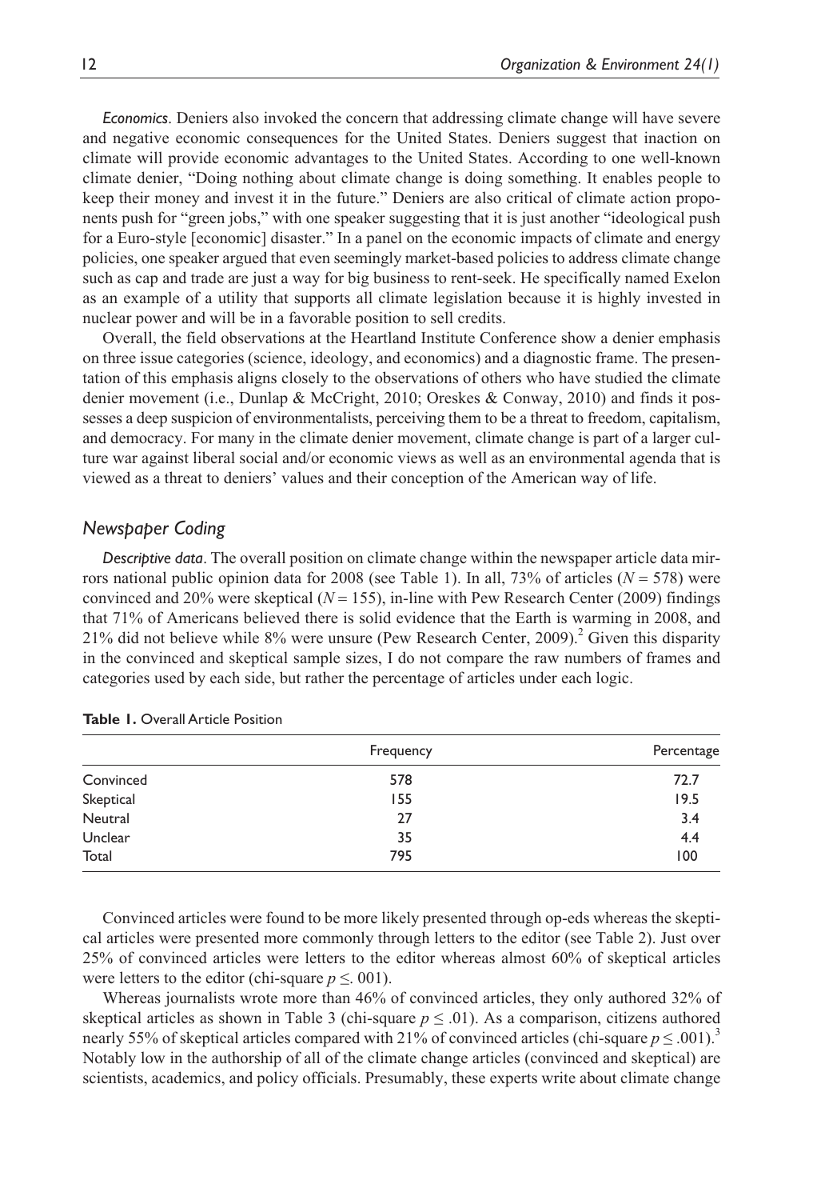*Economics*. Deniers also invoked the concern that addressing climate change will have severe and negative economic consequences for the United States. Deniers suggest that inaction on climate will provide economic advantages to the United States. According to one well-known climate denier, "Doing nothing about climate change is doing something. It enables people to keep their money and invest it in the future." Deniers are also critical of climate action proponents push for "green jobs," with one speaker suggesting that it is just another "ideological push for a Euro-style [economic] disaster." In a panel on the economic impacts of climate and energy policies, one speaker argued that even seemingly market-based policies to address climate change such as cap and trade are just a way for big business to rent-seek. He specifically named Exelon as an example of a utility that supports all climate legislation because it is highly invested in nuclear power and will be in a favorable position to sell credits.

Overall, the field observations at the Heartland Institute Conference show a denier emphasis on three issue categories (science, ideology, and economics) and a diagnostic frame. The presentation of this emphasis aligns closely to the observations of others who have studied the climate denier movement (i.e., Dunlap & McCright, 2010; Oreskes & Conway, 2010) and finds it possesses a deep suspicion of environmentalists, perceiving them to be a threat to freedom, capitalism, and democracy. For many in the climate denier movement, climate change is part of a larger culture war against liberal social and/or economic views as well as an environmental agenda that is viewed as a threat to deniers' values and their conception of the American way of life.

## Newspaper Coding

*Descriptive data*. The overall position on climate change within the newspaper article data mirrors national public opinion data for 2008 (see Table 1). In all, 73% of articles ($N = 578$) were convinced and 20% were skeptical ($N = 155$), in-line with Pew Research Center (2009) findings that 71% of Americans believed there is solid evidence that the Earth is warming in 2008, and 21% did not believe while 8% were unsure (Pew Research Center, 2009).[2] Given this disparity in the convinced and skeptical sample sizes, I do not compare the raw numbers of frames and categories used by each side, but rather the percentage of articles under each logic.

**Table 1.** Overall Article Position

| | Frequency | Percentage |
|---|---|---|
| Convinced | 578 | 72.7 |
| Skeptical | 155 | 19.5 |
| Neutral | 27 | 3.4 |
| Unclear | 35 | 4.4 |
| Total | 795 | 100 |

Convinced articles were found to be more likely presented through op-eds whereas the skeptical articles were presented more commonly through letters to the editor (see Table 2). Just over 25% of convinced articles were letters to the editor whereas almost 60% of skeptical articles were letters to the editor (chi-square $p \leq .001$).

Whereas journalists wrote more than 46% of convinced articles, they only authored 32% of skeptical articles as shown in Table 3 (chi-square $p \leq .01$). As a comparison, citizens authored nearly 55% of skeptical articles compared with 21% of convinced articles (chi-square $p \leq .001$).[3] Notably low in the authorship of all of the climate change articles (convinced and skeptical) are scientists, academics, and policy officials. Presumably, these experts write about climate change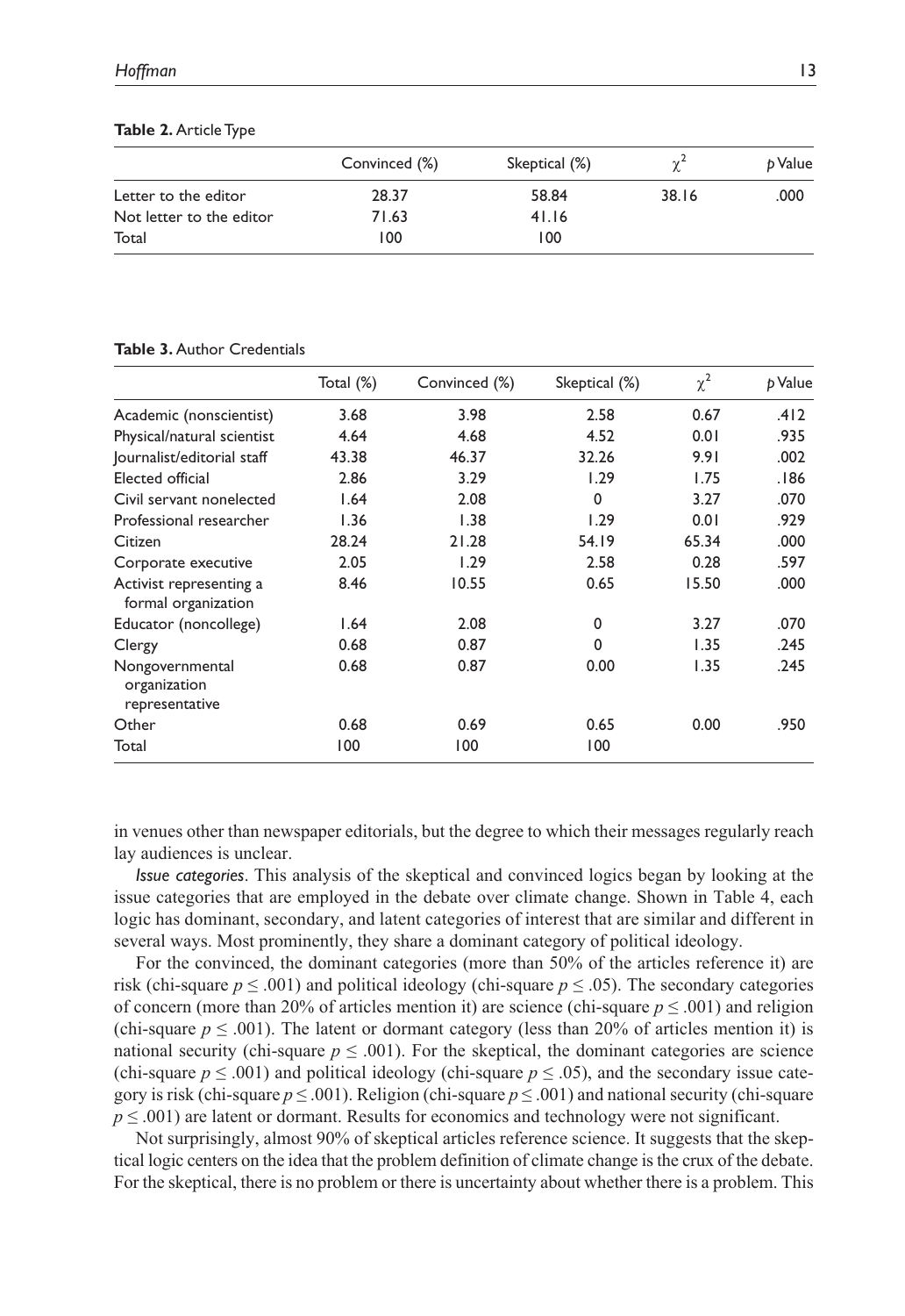**Table 2.** Article Type

| | Convinced (%) | Skeptical (%) | $\chi^2$ | $p$ Value |
|---|---|---|---|---|
| Letter to the editor | 28.37 | 58.84 | 38.16 | .000 |
| Not letter to the editor | 71.63 | 41.16 | | |
| Total | 100 | 100 | | |

**Table 3.** Author Credentials

| | Total (%) | Convinced (%) | Skeptical (%) | $\chi^2$ | $p$ Value |
|---|---|---|---|---|---|
| Academic (nonscientist) | 3.68 | 3.98 | 2.58 | 0.67 | .412 |
| Physical/natural scientist | 4.64 | 4.68 | 4.52 | 0.01 | .935 |
| Journalist/editorial staff | 43.38 | 46.37 | 32.26 | 9.91 | .002 |
| Elected official | 2.86 | 3.29 | 1.29 | 1.75 | .186 |
| Civil servant nonelected | 1.64 | 2.08 | 0 | 3.27 | .070 |
| Professional researcher | 1.36 | 1.38 | 1.29 | 0.01 | .929 |
| Citizen | 28.24 | 21.28 | 54.19 | 65.34 | .000 |
| Corporate executive | 2.05 | 1.29 | 2.58 | 0.28 | .597 |
| Activist representing a formal organization | 8.46 | 10.55 | 0.65 | 15.50 | .000 |
| Educator (noncollege) | 1.64 | 2.08 | 0 | 3.27 | .070 |
| Clergy | 0.68 | 0.87 | 0 | 1.35 | .245 |
| Nongovernmental organization representative | 0.68 | 0.87 | 0.00 | 1.35 | .245 |
| Other | 0.68 | 0.69 | 0.65 | 0.00 | .950 |
| Total | 100 | 100 | 100 | | |

in venues other than newspaper editorials, but the degree to which their messages regularly reach lay audiences is unclear.

*Issue categories*. This analysis of the skeptical and convinced logics began by looking at the issue categories that are employed in the debate over climate change. Shown in Table 4, each logic has dominant, secondary, and latent categories of interest that are similar and different in several ways. Most prominently, they share a dominant category of political ideology.

For the convinced, the dominant categories (more than 50% of the articles reference it) are risk (chi-square $p \leq .001$) and political ideology (chi-square $p \leq .05$). The secondary categories of concern (more than 20% of articles mention it) are science (chi-square $p \leq .001$) and religion (chi-square $p \leq .001$). The latent or dormant category (less than 20% of articles mention it) is national security (chi-square $p \leq .001$). For the skeptical, the dominant categories are science (chi-square $p \leq .001$) and political ideology (chi-square $p \leq .05$), and the secondary issue category is risk (chi-square $p \leq .001$). Religion (chi-square $p \leq .001$) and national security (chi-square $p \leq .001$) are latent or dormant. Results for economics and technology were not significant.

Not surprisingly, almost 90% of skeptical articles reference science. It suggests that the skeptical logic centers on the idea that the problem definition of climate change is the crux of the debate. For the skeptical, there is no problem or there is uncertainty about whether there is a problem. This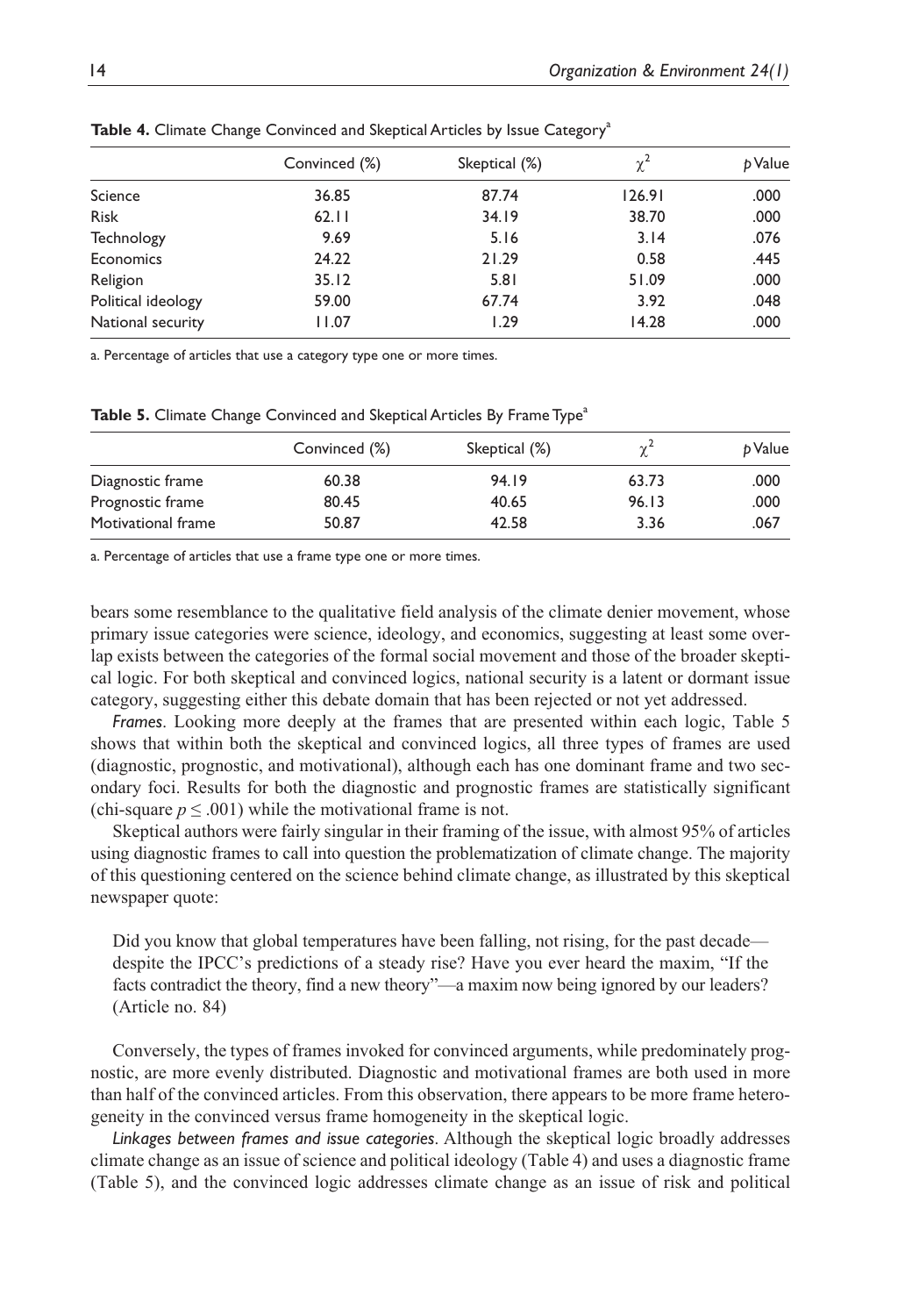**Table 4.** Climate Change Convinced and Skeptical Articles by Issue Category[a]

| | Convinced (%) | Skeptical (%) | $\chi^2$ | *p* Value |
|---|---|---|---|---|
| Science | 36.85 | 87.74 | 126.91 | .000 |
| Risk | 62.11 | 34.19 | 38.70 | .000 |
| Technology | 9.69 | 5.16 | 3.14 | .076 |
| Economics | 24.22 | 21.29 | 0.58 | .445 |
| Religion | 35.12 | 5.81 | 51.09 | .000 |
| Political ideology | 59.00 | 67.74 | 3.92 | .048 |
| National security | 11.07 | 1.29 | 14.28 | .000 |

a. Percentage of articles that use a category type one or more times.

**Table 5.** Climate Change Convinced and Skeptical Articles By Frame Type[a]

| | Convinced (%) | Skeptical (%) | $\chi^2$ | *p* Value |
|---|---|---|---|---|
| Diagnostic frame | 60.38 | 94.19 | 63.73 | .000 |
| Prognostic frame | 80.45 | 40.65 | 96.13 | .000 |
| Motivational frame | 50.87 | 42.58 | 3.36 | .067 |

a. Percentage of articles that use a frame type one or more times.

bears some resemblance to the qualitative field analysis of the climate denier movement, whose primary issue categories were science, ideology, and economics, suggesting at least some overlap exists between the categories of the formal social movement and those of the broader skeptical logic. For both skeptical and convinced logics, national security is a latent or dormant issue category, suggesting either this debate domain that has been rejected or not yet addressed.

*Frames*. Looking more deeply at the frames that are presented within each logic, Table 5 shows that within both the skeptical and convinced logics, all three types of frames are used (diagnostic, prognostic, and motivational), although each has one dominant frame and two secondary foci. Results for both the diagnostic and prognostic frames are statistically significant (chi-square $p \leq .001$) while the motivational frame is not.

Skeptical authors were fairly singular in their framing of the issue, with almost 95% of articles using diagnostic frames to call into question the problematization of climate change. The majority of this questioning centered on the science behind climate change, as illustrated by this skeptical newspaper quote:

> Did you know that global temperatures have been falling, not rising, for the past decade—despite the IPCC's predictions of a steady rise? Have you ever heard the maxim, "If the facts contradict the theory, find a new theory"—a maxim now being ignored by our leaders? (Article no. 84)

Conversely, the types of frames invoked for convinced arguments, while predominately prognostic, are more evenly distributed. Diagnostic and motivational frames are both used in more than half of the convinced articles. From this observation, there appears to be more frame heterogeneity in the convinced versus frame homogeneity in the skeptical logic.

*Linkages between frames and issue categories*. Although the skeptical logic broadly addresses climate change as an issue of science and political ideology (Table 4) and uses a diagnostic frame (Table 5), and the convinced logic addresses climate change as an issue of risk and political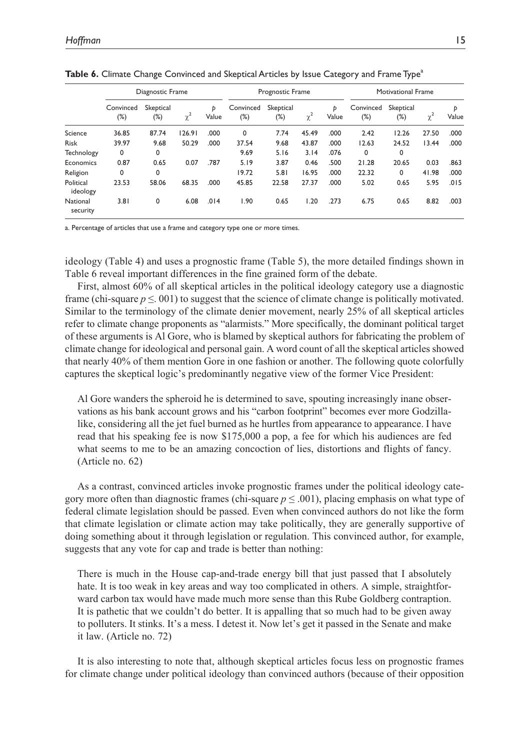**Table 6.** Climate Change Convinced and Skeptical Articles by Issue Category and Frame Type[a]

| | Diagnostic Frame | | | | Prognostic Frame | | | | Motivational Frame | | | |
|---|---|---|---|---|---|---|---|---|---|---|---|---|
| | Convinced (%) | Skeptical (%) | $\chi^2$ | *p* Value | Convinced (%) | Skeptical (%) | $\chi^2$ | *p* Value | Convinced (%) | Skeptical (%) | $\chi^2$ | *p* Value |
| Science | 36.85 | 87.74 | 126.91 | .000 | 0 | 7.74 | 45.49 | .000 | 2.42 | 12.26 | 27.50 | .000 |
| Risk | 39.97 | 9.68 | 50.29 | .000 | 37.54 | 9.68 | 43.87 | .000 | 12.63 | 24.52 | 13.44 | .000 |
| Technology | 0 | 0 | | | 9.69 | 5.16 | 3.14 | .076 | 0 | 0 | | |
| Economics | 0.87 | 0.65 | 0.07 | .787 | 5.19 | 3.87 | 0.46 | .500 | 21.28 | 20.65 | 0.03 | .863 |
| Religion | 0 | 0 | | | 19.72 | 5.81 | 16.95 | .000 | 22.32 | 0 | 41.98 | .000 |
| Political ideology | 23.53 | 58.06 | 68.35 | .000 | 45.85 | 22.58 | 27.37 | .000 | 5.02 | 0.65 | 5.95 | .015 |
| National security | 3.81 | 0 | 6.08 | .014 | 1.90 | 0.65 | 1.20 | .273 | 6.75 | 0.65 | 8.82 | .003 |

a. Percentage of articles that use a frame and category type one or more times.

ideology (Table 4) and uses a prognostic frame (Table 5), the more detailed findings shown in Table 6 reveal important differences in the fine grained form of the debate.

First, almost 60% of all skeptical articles in the political ideology category use a diagnostic frame (chi-square $p \leq .001$) to suggest that the science of climate change is politically motivated. Similar to the terminology of the climate denier movement, nearly 25% of all skeptical articles refer to climate change proponents as "alarmists." More specifically, the dominant political target of these arguments is Al Gore, who is blamed by skeptical authors for fabricating the problem of climate change for ideological and personal gain. A word count of all the skeptical articles showed that nearly 40% of them mention Gore in one fashion or another. The following quote colorfully captures the skeptical logic's predominantly negative view of the former Vice President:

> Al Gore wanders the spheroid he is determined to save, spouting increasingly inane observations as his bank account grows and his "carbon footprint" becomes ever more Godzilla-like, considering all the jet fuel burned as he hurtles from appearance to appearance. I have read that his speaking fee is now $175,000 a pop, a fee for which his audiences are fed what seems to me to be an amazing concoction of lies, distortions and flights of fancy. (Article no. 62)

As a contrast, convinced articles invoke prognostic frames under the political ideology category more often than diagnostic frames (chi-square $p \leq .001$), placing emphasis on what type of federal climate legislation should be passed. Even when convinced authors do not like the form that climate legislation or climate action may take politically, they are generally supportive of doing something about it through legislation or regulation. This convinced author, for example, suggests that any vote for cap and trade is better than nothing:

> There is much in the House cap-and-trade energy bill that just passed that I absolutely hate. It is too weak in key areas and way too complicated in others. A simple, straightforward carbon tax would have made much more sense than this Rube Goldberg contraption. It is pathetic that we couldn't do better. It is appalling that so much had to be given away to polluters. It stinks. It's a mess. I detest it. Now let's get it passed in the Senate and make it law. (Article no. 72)

It is also interesting to note that, although skeptical articles focus less on prognostic frames for climate change under political ideology than convinced authors (because of their opposition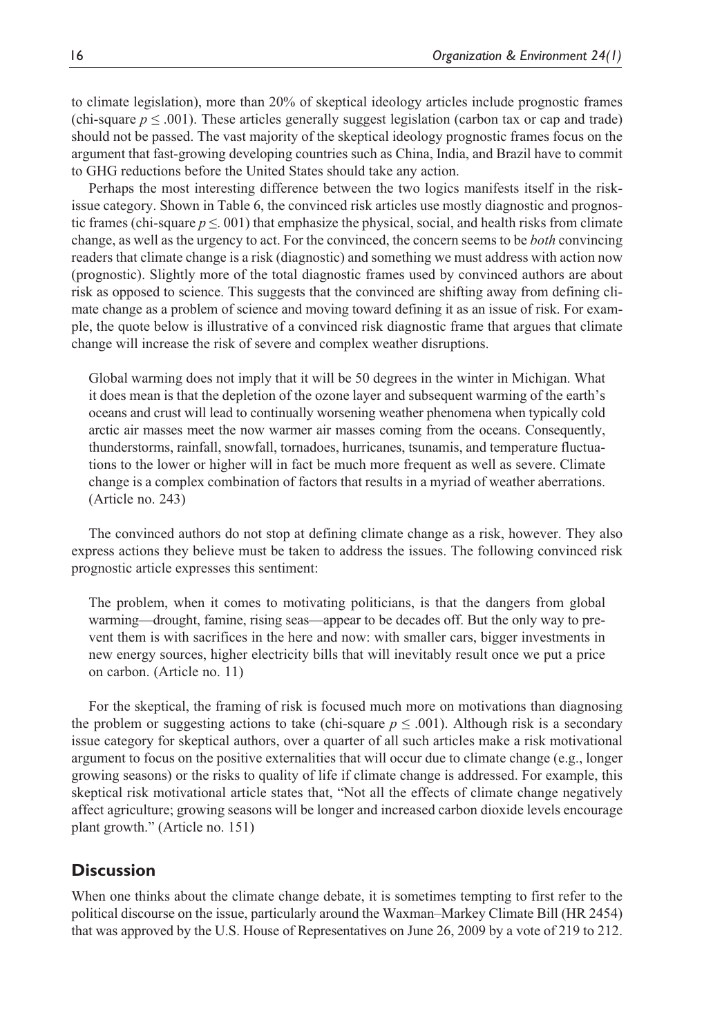to climate legislation), more than 20% of skeptical ideology articles include prognostic frames (chi-square $p \leq .001$). These articles generally suggest legislation (carbon tax or cap and trade) should not be passed. The vast majority of the skeptical ideology prognostic frames focus on the argument that fast-growing developing countries such as China, India, and Brazil have to commit to GHG reductions before the United States should take any action.

Perhaps the most interesting difference between the two logics manifests itself in the risk-issue category. Shown in Table 6, the convinced risk articles use mostly diagnostic and prognostic frames (chi-square $p \leq .001$) that emphasize the physical, social, and health risks from climate change, as well as the urgency to act. For the convinced, the concern seems to be *both* convincing readers that climate change is a risk (diagnostic) and something we must address with action now (prognostic). Slightly more of the total diagnostic frames used by convinced authors are about risk as opposed to science. This suggests that the convinced are shifting away from defining climate change as a problem of science and moving toward defining it as an issue of risk. For example, the quote below is illustrative of a convinced risk diagnostic frame that argues that climate change will increase the risk of severe and complex weather disruptions.

> Global warming does not imply that it will be 50 degrees in the winter in Michigan. What it does mean is that the depletion of the ozone layer and subsequent warming of the earth's oceans and crust will lead to continually worsening weather phenomena when typically cold arctic air masses meet the now warmer air masses coming from the oceans. Consequently, thunderstorms, rainfall, snowfall, tornadoes, hurricanes, tsunamis, and temperature fluctuations to the lower or higher will in fact be much more frequent as well as severe. Climate change is a complex combination of factors that results in a myriad of weather aberrations. (Article no. 243)

The convinced authors do not stop at defining climate change as a risk, however. They also express actions they believe must be taken to address the issues. The following convinced risk prognostic article expresses this sentiment:

> The problem, when it comes to motivating politicians, is that the dangers from global warming—drought, famine, rising seas—appear to be decades off. But the only way to prevent them is with sacrifices in the here and now: with smaller cars, bigger investments in new energy sources, higher electricity bills that will inevitably result once we put a price on carbon. (Article no. 11)

For the skeptical, the framing of risk is focused much more on motivations than diagnosing the problem or suggesting actions to take (chi-square $p \leq .001$). Although risk is a secondary issue category for skeptical authors, over a quarter of all such articles make a risk motivational argument to focus on the positive externalities that will occur due to climate change (e.g., longer growing seasons) or the risks to quality of life if climate change is addressed. For example, this skeptical risk motivational article states that, "Not all the effects of climate change negatively affect agriculture; growing seasons will be longer and increased carbon dioxide levels encourage plant growth." (Article no. 151)

## Discussion

When one thinks about the climate change debate, it is sometimes tempting to first refer to the political discourse on the issue, particularly around the Waxman–Markey Climate Bill (HR 2454) that was approved by the U.S. House of Representatives on June 26, 2009 by a vote of 219 to 212.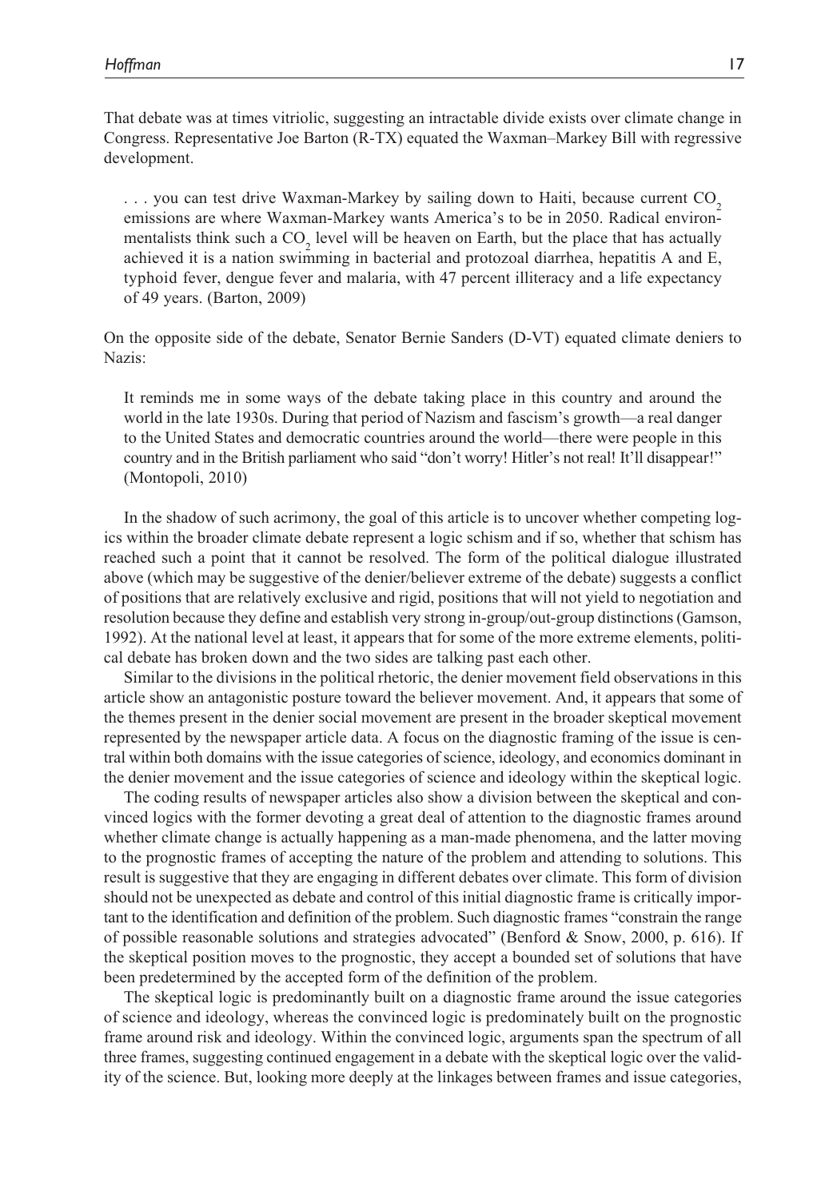That debate was at times vitriolic, suggesting an intractable divide exists over climate change in Congress. Representative Joe Barton (R-TX) equated the Waxman–Markey Bill with regressive development.

> . . . you can test drive Waxman-Markey by sailing down to Haiti, because current $CO_2$ emissions are where Waxman-Markey wants America's to be in 2050. Radical environmentalists think such a $CO_2$ level will be heaven on Earth, but the place that has actually achieved it is a nation swimming in bacterial and protozoal diarrhea, hepatitis A and E, typhoid fever, dengue fever and malaria, with 47 percent illiteracy and a life expectancy of 49 years. (Barton, 2009)

On the opposite side of the debate, Senator Bernie Sanders (D-VT) equated climate deniers to Nazis:

> It reminds me in some ways of the debate taking place in this country and around the world in the late 1930s. During that period of Nazism and fascism's growth—a real danger to the United States and democratic countries around the world—there were people in this country and in the British parliament who said "don't worry! Hitler's not real! It'll disappear!" (Montopoli, 2010)

In the shadow of such acrimony, the goal of this article is to uncover whether competing logics within the broader climate debate represent a logic schism and if so, whether that schism has reached such a point that it cannot be resolved. The form of the political dialogue illustrated above (which may be suggestive of the denier/believer extreme of the debate) suggests a conflict of positions that are relatively exclusive and rigid, positions that will not yield to negotiation and resolution because they define and establish very strong in-group/out-group distinctions (Gamson, 1992). At the national level at least, it appears that for some of the more extreme elements, political debate has broken down and the two sides are talking past each other.

Similar to the divisions in the political rhetoric, the denier movement field observations in this article show an antagonistic posture toward the believer movement. And, it appears that some of the themes present in the denier social movement are present in the broader skeptical movement represented by the newspaper article data. A focus on the diagnostic framing of the issue is central within both domains with the issue categories of science, ideology, and economics dominant in the denier movement and the issue categories of science and ideology within the skeptical logic.

The coding results of newspaper articles also show a division between the skeptical and convinced logics with the former devoting a great deal of attention to the diagnostic frames around whether climate change is actually happening as a man-made phenomena, and the latter moving to the prognostic frames of accepting the nature of the problem and attending to solutions. This result is suggestive that they are engaging in different debates over climate. This form of division should not be unexpected as debate and control of this initial diagnostic frame is critically important to the identification and definition of the problem. Such diagnostic frames "constrain the range of possible reasonable solutions and strategies advocated" (Benford & Snow, 2000, p. 616). If the skeptical position moves to the prognostic, they accept a bounded set of solutions that have been predetermined by the accepted form of the definition of the problem.

The skeptical logic is predominantly built on a diagnostic frame around the issue categories of science and ideology, whereas the convinced logic is predominately built on the prognostic frame around risk and ideology. Within the convinced logic, arguments span the spectrum of all three frames, suggesting continued engagement in a debate with the skeptical logic over the validity of the science. But, looking more deeply at the linkages between frames and issue categories,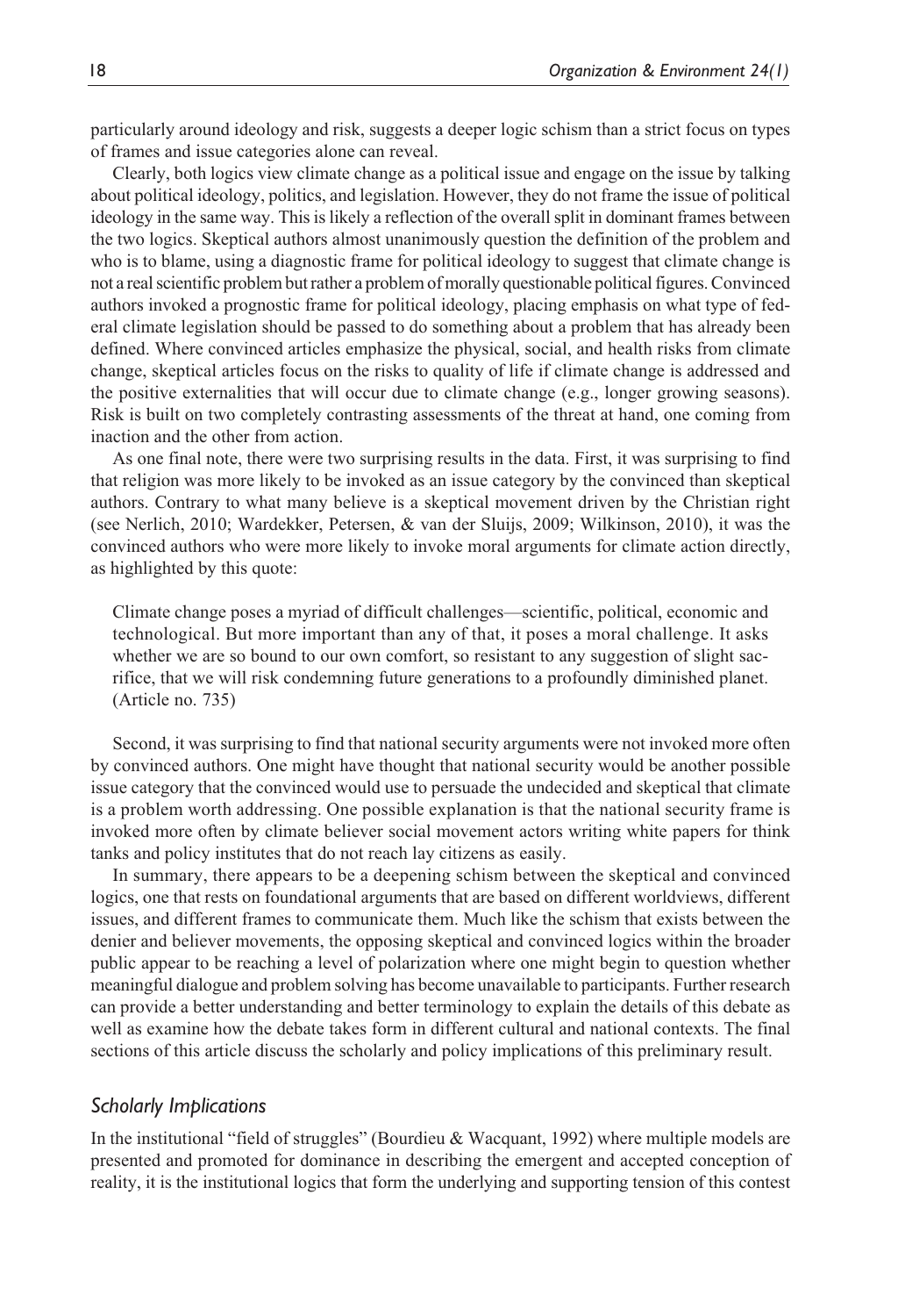particularly around ideology and risk, suggests a deeper logic schism than a strict focus on types of frames and issue categories alone can reveal.

Clearly, both logics view climate change as a political issue and engage on the issue by talking about political ideology, politics, and legislation. However, they do not frame the issue of political ideology in the same way. This is likely a reflection of the overall split in dominant frames between the two logics. Skeptical authors almost unanimously question the definition of the problem and who is to blame, using a diagnostic frame for political ideology to suggest that climate change is not a real scientific problem but rather a problem of morally questionable political figures. Convinced authors invoked a prognostic frame for political ideology, placing emphasis on what type of federal climate legislation should be passed to do something about a problem that has already been defined. Where convinced articles emphasize the physical, social, and health risks from climate change, skeptical articles focus on the risks to quality of life if climate change is addressed and the positive externalities that will occur due to climate change (e.g., longer growing seasons). Risk is built on two completely contrasting assessments of the threat at hand, one coming from inaction and the other from action.

As one final note, there were two surprising results in the data. First, it was surprising to find that religion was more likely to be invoked as an issue category by the convinced than skeptical authors. Contrary to what many believe is a skeptical movement driven by the Christian right (see Nerlich, 2010; Wardekker, Petersen, & van der Sluijs, 2009; Wilkinson, 2010), it was the convinced authors who were more likely to invoke moral arguments for climate action directly, as highlighted by this quote:

> Climate change poses a myriad of difficult challenges—scientific, political, economic and technological. But more important than any of that, it poses a moral challenge. It asks whether we are so bound to our own comfort, so resistant to any suggestion of slight sacrifice, that we will risk condemning future generations to a profoundly diminished planet. (Article no. 735)

Second, it was surprising to find that national security arguments were not invoked more often by convinced authors. One might have thought that national security would be another possible issue category that the convinced would use to persuade the undecided and skeptical that climate is a problem worth addressing. One possible explanation is that the national security frame is invoked more often by climate believer social movement actors writing white papers for think tanks and policy institutes that do not reach lay citizens as easily.

In summary, there appears to be a deepening schism between the skeptical and convinced logics, one that rests on foundational arguments that are based on different worldviews, different issues, and different frames to communicate them. Much like the schism that exists between the denier and believer movements, the opposing skeptical and convinced logics within the broader public appear to be reaching a level of polarization where one might begin to question whether meaningful dialogue and problem solving has become unavailable to participants. Further research can provide a better understanding and better terminology to explain the details of this debate as well as examine how the debate takes form in different cultural and national contexts. The final sections of this article discuss the scholarly and policy implications of this preliminary result.

### *Scholarly Implications*

In the institutional "field of struggles" (Bourdieu & Wacquant, 1992) where multiple models are presented and promoted for dominance in describing the emergent and accepted conception of reality, it is the institutional logics that form the underlying and supporting tension of this contest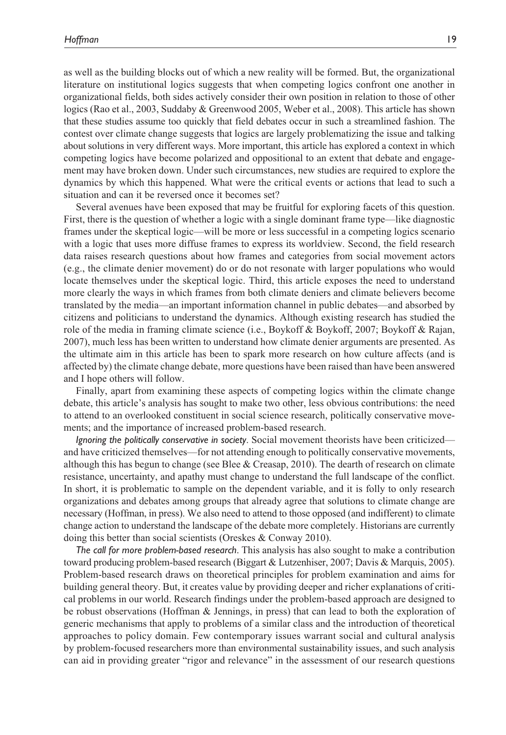as well as the building blocks out of which a new reality will be formed. But, the organizational literature on institutional logics suggests that when competing logics confront one another in organizational fields, both sides actively consider their own position in relation to those of other logics (Rao et al., 2003, Suddaby & Greenwood 2005, Weber et al., 2008). This article has shown that these studies assume too quickly that field debates occur in such a streamlined fashion. The contest over climate change suggests that logics are largely problematizing the issue and talking about solutions in very different ways. More important, this article has explored a context in which competing logics have become polarized and oppositional to an extent that debate and engagement may have broken down. Under such circumstances, new studies are required to explore the dynamics by which this happened. What were the critical events or actions that lead to such a situation and can it be reversed once it becomes set?

Several avenues have been exposed that may be fruitful for exploring facets of this question. First, there is the question of whether a logic with a single dominant frame type—like diagnostic frames under the skeptical logic—will be more or less successful in a competing logics scenario with a logic that uses more diffuse frames to express its worldview. Second, the field research data raises research questions about how frames and categories from social movement actors (e.g., the climate denier movement) do or do not resonate with larger populations who would locate themselves under the skeptical logic. Third, this article exposes the need to understand more clearly the ways in which frames from both climate deniers and climate believers become translated by the media—an important information channel in public debates—and absorbed by citizens and politicians to understand the dynamics. Although existing research has studied the role of the media in framing climate science (i.e., Boykoff & Boykoff, 2007; Boykoff & Rajan, 2007), much less has been written to understand how climate denier arguments are presented. As the ultimate aim in this article has been to spark more research on how culture affects (and is affected by) the climate change debate, more questions have been raised than have been answered and I hope others will follow.

Finally, apart from examining these aspects of competing logics within the climate change debate, this article's analysis has sought to make two other, less obvious contributions: the need to attend to an overlooked constituent in social science research, politically conservative movements; and the importance of increased problem-based research.

*Ignoring the politically conservative in society*. Social movement theorists have been criticized—and have criticized themselves—for not attending enough to politically conservative movements, although this has begun to change (see Blee & Creasap, 2010). The dearth of research on climate resistance, uncertainty, and apathy must change to understand the full landscape of the conflict. In short, it is problematic to sample on the dependent variable, and it is folly to only research organizations and debates among groups that already agree that solutions to climate change are necessary (Hoffman, in press). We also need to attend to those opposed (and indifferent) to climate change action to understand the landscape of the debate more completely. Historians are currently doing this better than social scientists (Oreskes & Conway 2010).

*The call for more problem-based research*. This analysis has also sought to make a contribution toward producing problem-based research (Biggart & Lutzenhiser, 2007; Davis & Marquis, 2005). Problem-based research draws on theoretical principles for problem examination and aims for building general theory. But, it creates value by providing deeper and richer explanations of critical problems in our world. Research findings under the problem-based approach are designed to be robust observations (Hoffman & Jennings, in press) that can lead to both the exploration of generic mechanisms that apply to problems of a similar class and the introduction of theoretical approaches to policy domain. Few contemporary issues warrant social and cultural analysis by problem-focused researchers more than environmental sustainability issues, and such analysis can aid in providing greater "rigor and relevance" in the assessment of our research questions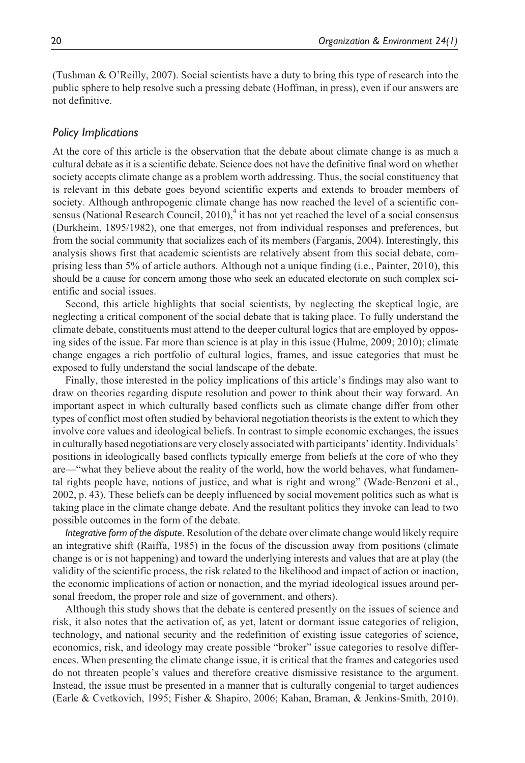(Tushman & O'Reilly, 2007). Social scientists have a duty to bring this type of research into the public sphere to help resolve such a pressing debate (Hoffman, in press), even if our answers are not definitive.

### *Policy Implications*

At the core of this article is the observation that the debate about climate change is as much a cultural debate as it is a scientific debate. Science does not have the definitive final word on whether society accepts climate change as a problem worth addressing. Thus, the social constituency that is relevant in this debate goes beyond scientific experts and extends to broader members of society. Although anthropogenic climate change has now reached the level of a scientific consensus (National Research Council, 2010),[4] it has not yet reached the level of a social consensus (Durkheim, 1895/1982), one that emerges, not from individual responses and preferences, but from the social community that socializes each of its members (Farganis, 2004). Interestingly, this analysis shows first that academic scientists are relatively absent from this social debate, comprising less than 5% of article authors. Although not a unique finding (i.e., Painter, 2010), this should be a cause for concern among those who seek an educated electorate on such complex scientific and social issues.

Second, this article highlights that social scientists, by neglecting the skeptical logic, are neglecting a critical component of the social debate that is taking place. To fully understand the climate debate, constituents must attend to the deeper cultural logics that are employed by opposing sides of the issue. Far more than science is at play in this issue (Hulme, 2009; 2010); climate change engages a rich portfolio of cultural logics, frames, and issue categories that must be exposed to fully understand the social landscape of the debate.

Finally, those interested in the policy implications of this article's findings may also want to draw on theories regarding dispute resolution and power to think about their way forward. An important aspect in which culturally based conflicts such as climate change differ from other types of conflict most often studied by behavioral negotiation theorists is the extent to which they involve core values and ideological beliefs. In contrast to simple economic exchanges, the issues in culturally based negotiations are very closely associated with participants' identity. Individuals' positions in ideologically based conflicts typically emerge from beliefs at the core of who they are—"what they believe about the reality of the world, how the world behaves, what fundamental rights people have, notions of justice, and what is right and wrong" (Wade-Benzoni et al., 2002, p. 43). These beliefs can be deeply influenced by social movement politics such as what is taking place in the climate change debate. And the resultant politics they invoke can lead to two possible outcomes in the form of the debate.

*Integrative form of the dispute*. Resolution of the debate over climate change would likely require an integrative shift (Raiffa, 1985) in the focus of the discussion away from positions (climate change is or is not happening) and toward the underlying interests and values that are at play (the validity of the scientific process, the risk related to the likelihood and impact of action or inaction, the economic implications of action or nonaction, and the myriad ideological issues around personal freedom, the proper role and size of government, and others).

Although this study shows that the debate is centered presently on the issues of science and risk, it also notes that the activation of, as yet, latent or dormant issue categories of religion, technology, and national security and the redefinition of existing issue categories of science, economics, risk, and ideology may create possible "broker" issue categories to resolve differences. When presenting the climate change issue, it is critical that the frames and categories used do not threaten people's values and therefore creative dismissive resistance to the argument. Instead, the issue must be presented in a manner that is culturally congenial to target audiences (Earle & Cvetkovich, 1995; Fisher & Shapiro, 2006; Kahan, Braman, & Jenkins-Smith, 2010).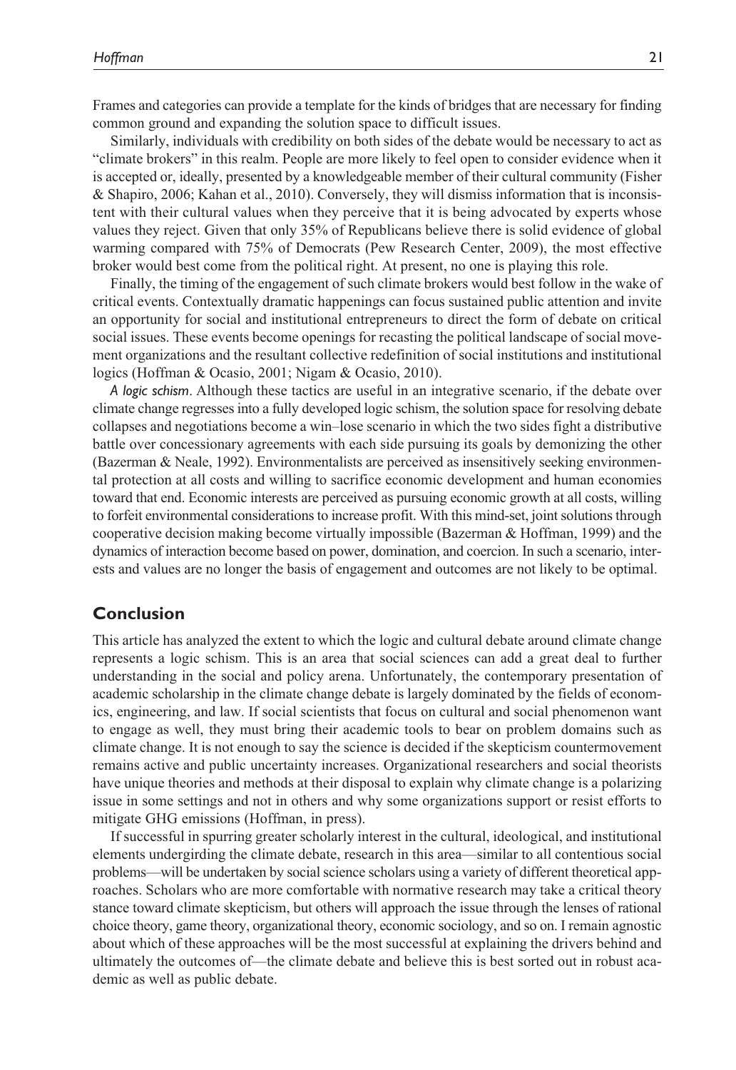Frames and categories can provide a template for the kinds of bridges that are necessary for finding common ground and expanding the solution space to difficult issues.

Similarly, individuals with credibility on both sides of the debate would be necessary to act as "climate brokers" in this realm. People are more likely to feel open to consider evidence when it is accepted or, ideally, presented by a knowledgeable member of their cultural community (Fisher & Shapiro, 2006; Kahan et al., 2010). Conversely, they will dismiss information that is inconsistent with their cultural values when they perceive that it is being advocated by experts whose values they reject. Given that only 35% of Republicans believe there is solid evidence of global warming compared with 75% of Democrats (Pew Research Center, 2009), the most effective broker would best come from the political right. At present, no one is playing this role.

Finally, the timing of the engagement of such climate brokers would best follow in the wake of critical events. Contextually dramatic happenings can focus sustained public attention and invite an opportunity for social and institutional entrepreneurs to direct the form of debate on critical social issues. These events become openings for recasting the political landscape of social movement organizations and the resultant collective redefinition of social institutions and institutional logics (Hoffman & Ocasio, 2001; Nigam & Ocasio, 2010).

*A logic schism*. Although these tactics are useful in an integrative scenario, if the debate over climate change regresses into a fully developed logic schism, the solution space for resolving debate collapses and negotiations become a win–lose scenario in which the two sides fight a distributive battle over concessionary agreements with each side pursuing its goals by demonizing the other (Bazerman & Neale, 1992). Environmentalists are perceived as insensitively seeking environmental protection at all costs and willing to sacrifice economic development and human economies toward that end. Economic interests are perceived as pursuing economic growth at all costs, willing to forfeit environmental considerations to increase profit. With this mind-set, joint solutions through cooperative decision making become virtually impossible (Bazerman & Hoffman, 1999) and the dynamics of interaction become based on power, domination, and coercion. In such a scenario, interests and values are no longer the basis of engagement and outcomes are not likely to be optimal.

## Conclusion

This article has analyzed the extent to which the logic and cultural debate around climate change represents a logic schism. This is an area that social sciences can add a great deal to further understanding in the social and policy arena. Unfortunately, the contemporary presentation of academic scholarship in the climate change debate is largely dominated by the fields of economics, engineering, and law. If social scientists that focus on cultural and social phenomenon want to engage as well, they must bring their academic tools to bear on problem domains such as climate change. It is not enough to say the science is decided if the skepticism countermovement remains active and public uncertainty increases. Organizational researchers and social theorists have unique theories and methods at their disposal to explain why climate change is a polarizing issue in some settings and not in others and why some organizations support or resist efforts to mitigate GHG emissions (Hoffman, in press).

If successful in spurring greater scholarly interest in the cultural, ideological, and institutional elements undergirding the climate debate, research in this area—similar to all contentious social problems—will be undertaken by social science scholars using a variety of different theoretical approaches. Scholars who are more comfortable with normative research may take a critical theory stance toward climate skepticism, but others will approach the issue through the lenses of rational choice theory, game theory, organizational theory, economic sociology, and so on. I remain agnostic about which of these approaches will be the most successful at explaining the drivers behind and ultimately the outcomes of—the climate debate and believe this is best sorted out in robust academic as well as public debate.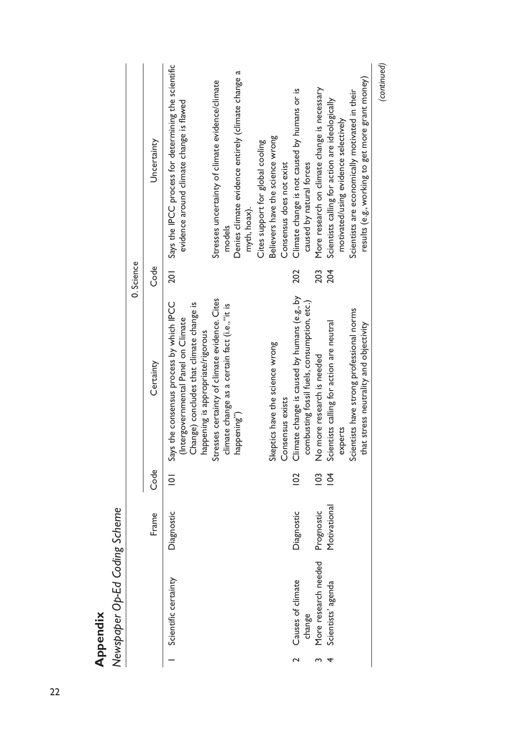# Appendix

*Newspaper Op-Ed Coding Scheme*

| | | | 0. Science | | | |
|---|---|---|---|---|---|---|
| | | Frame | Code | Certainty | Code | Uncertainty |
| 1 | Scientific certainty | Diagnostic | 101 | Says the consensus process by which IPCC (Intergovernmental Panel on Climate Change) concludes that climate change is happening is appropriate/rigorous | 201 | Says the IPCC process for determining the scientific evidence around climate change is flawed |
| | | | | Stresses certainty of climate evidence. Cites climate change as a certain fact (i.e., "it is happening") | | Stresses uncertainty of climate evidence/climate models |
| | | | | | | Denies climate evidence entirely (climate change a myth, hoax). |
| | | | | | | Cites support for global cooling |
| | | | | Skeptics have the science wrong | | Believers have the science wrong |
| | | | | Consensus exists | | Consensus does not exist |
| 2 | Causes of climate change | Diagnostic | 102 | Climate change is caused by humans (e.g., by combusting fossil fuels, consumption, etc.) | 202 | Climate change is not caused by humans or is caused by natural forces |
| 3 | More research needed | Prognostic | 103 | No more research is needed | 203 | More research on climate change is necessary |
| 4 | Scientists' agenda | Motivational | 104 | Scientists calling for action are neutral experts | 204 | Scientists calling for action are ideologically motivated/using evidence selectively |
| | | | | Scientists have strong professional norms that stress neutrality and objectivity | | Scientists are economically motivated in their results (e.g., working to get more grant money) |

*(continued)*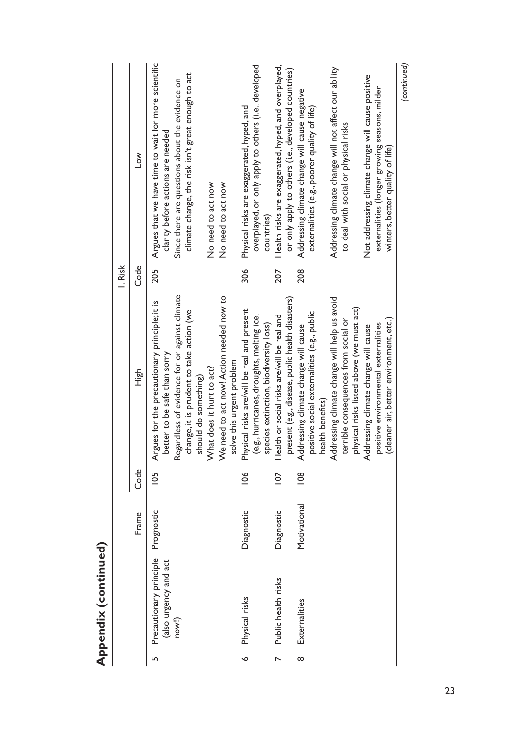## Appendix (continued)

| | | Frame | Code | High | Code | Low |
|---|---|---|---|---|---|---|
| | | | | | I. Risk | |
| 5 | Precautionary principle (also urgency and act now!) | Prognostic | 105 | Argues for the precautionary principle; it is better to be safe than sorry | 205 | Argues that we have time to wait for more scientific clarity before actions are needed |
| | | | | Regardless of evidence for or against climate change, it is prudent to take action (we should do something) | | Since there are questions about the evidence on climate change, the risk isn't great enough to act |
| | | | | What does it hurt to act? | | No need to act now |
| | | | | We need to act now! Action needed now to solve this urgent problem | | No need to act now |
| 6 | Physical risks | Diagnostic | 106 | Physical risks are/will be real and present (e.g., hurricanes, droughts, melting ice, species extinction, biodiversity loss) | 306 | Physical risks are exaggerated, hyped, and overplayed, or only apply to others (i.e., developed countries) |
| 7 | Public health risks | Diagnostic | 107 | Health or social risks are/will be real and present (e.g., disease, public health disasters) | 207 | Health risks are exaggerated, hyped, and overplayed, or only apply to others (i.e., developed countries) |
| 8 | Externalities | Motivational | 108 | Addressing climate change will cause positive social externalities (e.g., public health benefits) | 208 | Addressing climate change will cause negative externalities (e.g., poorer quality of life) |
| | | | | Addressing climate change will help us avoid terrible consequences from social or physical risks listed above (we must act) | | Addressing climate change will not affect our ability to deal with social or physical risks |
| | | | | Addressing climate change will cause positive environmental externalities (cleaner air, better environment, etc.) | | Not addressing climate change will cause positive externalities (longer growing seasons, milder winters, better quality of life) |

(continued)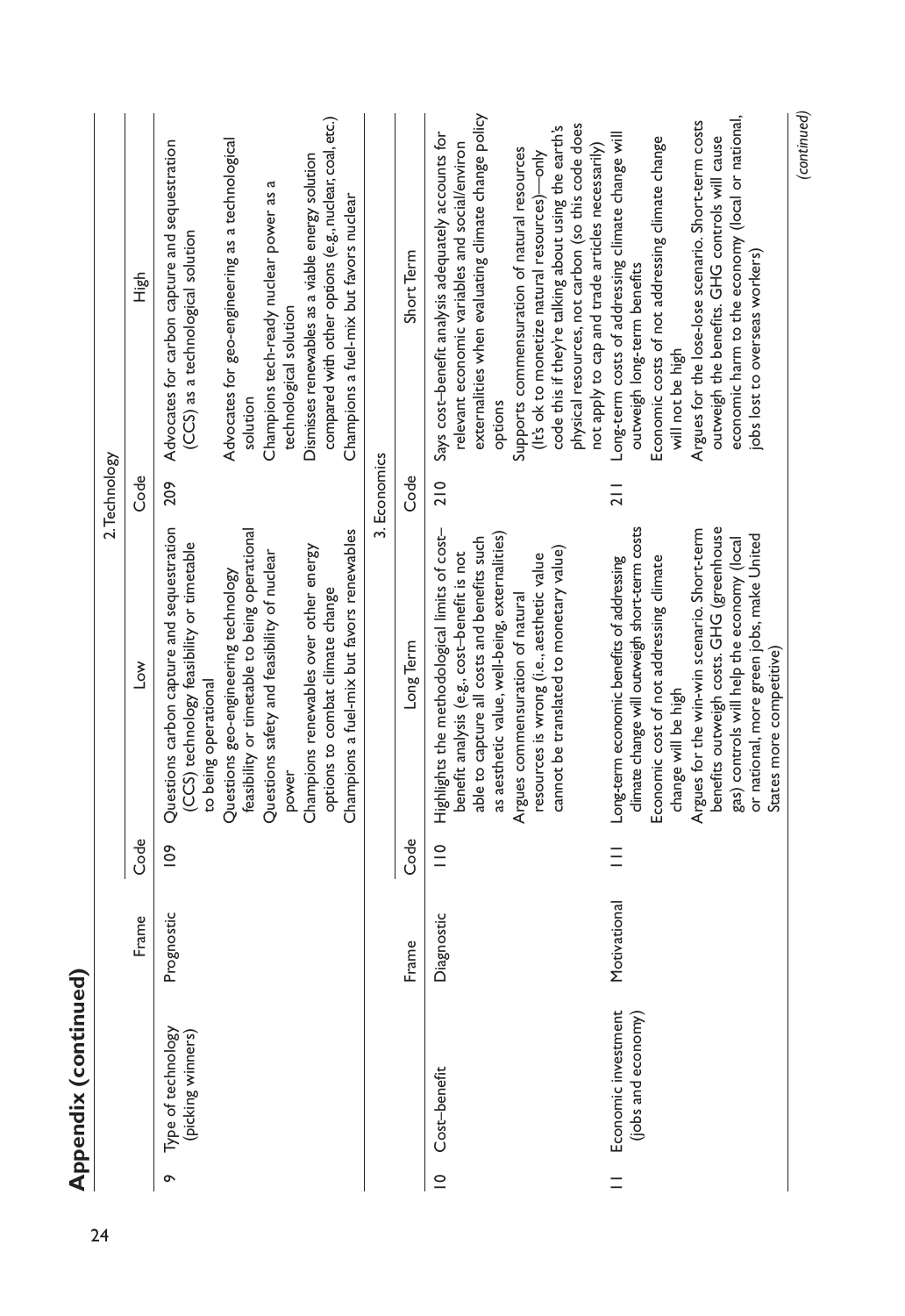## Appendix (continued)

| | | Frame | Code | Low | Code | High |
|---|---|---|---|---|---|---|
| | | | | **2. Technology** | | |
| 9 | Type of technology (picking winners) | Prognostic | 109 | Questions carbon capture and sequestration (CCS) technology feasibility or timetable to being operational<br>Questions geo-engineering technology feasibility or timetable to being operational<br>Questions safety and feasibility of nuclear power<br>Champions renewables over other energy options to combat climate change<br>Champions a fuel-mix but favors renewables | 209 | Advocates for carbon capture and sequestration (CCS) as a technological solution<br>Advocates for geo-engineering as a technological solution<br>Champions tech-ready nuclear power as a technological solution<br>Dismisses renewables as a viable energy solution compared with other options (e.g., nuclear, coal, etc.)<br>Champions a fuel-mix but favors nuclear |
| | | | | **3. Economics** | | |
| | | Frame | Code | Long Term | Code | Short Term |
| 10 | Cost–benefit | Diagnostic | 110 | Highlights the methodological limits of cost–benefit analysis (e.g., cost–benefit is not able to capture all costs and benefits such as aesthetic value, well-being, externalities)<br>Argues commensuration of natural resources is wrong (i.e., aesthetic value cannot be translated to monetary value) | 210 | Says cost–benefit analysis adequately accounts for relevant economic variables and social/environ externalities when evaluating climate change policy options<br>Supports commensuration of natural resources (It's ok to monetize natural resources)—only code this if they're talking about using the earth's physical resources, not carbon (so this code does not apply to cap and trade articles necessarily) |
| 11 | Economic investment (jobs and economy) | Motivational | 111 | Long-term economic benefits of addressing climate change will outweigh short-term costs<br>Economic cost of not addressing climate change will be high<br>Argues for the win-win scenario. Short-term benefits outweigh costs. GHG (greenhouse gas) controls will help the economy (local or national, more green jobs, make United States more competitive) | 211 | Long-term costs of addressing climate change will outweigh long-term benefits<br>Economic costs of not addressing climate change will not be high<br>Argues for the lose-lose scenario. Short-term costs outweigh the benefits. GHG controls will cause economic harm to the economy (local or national, jobs lost to overseas workers) |

*(continued)*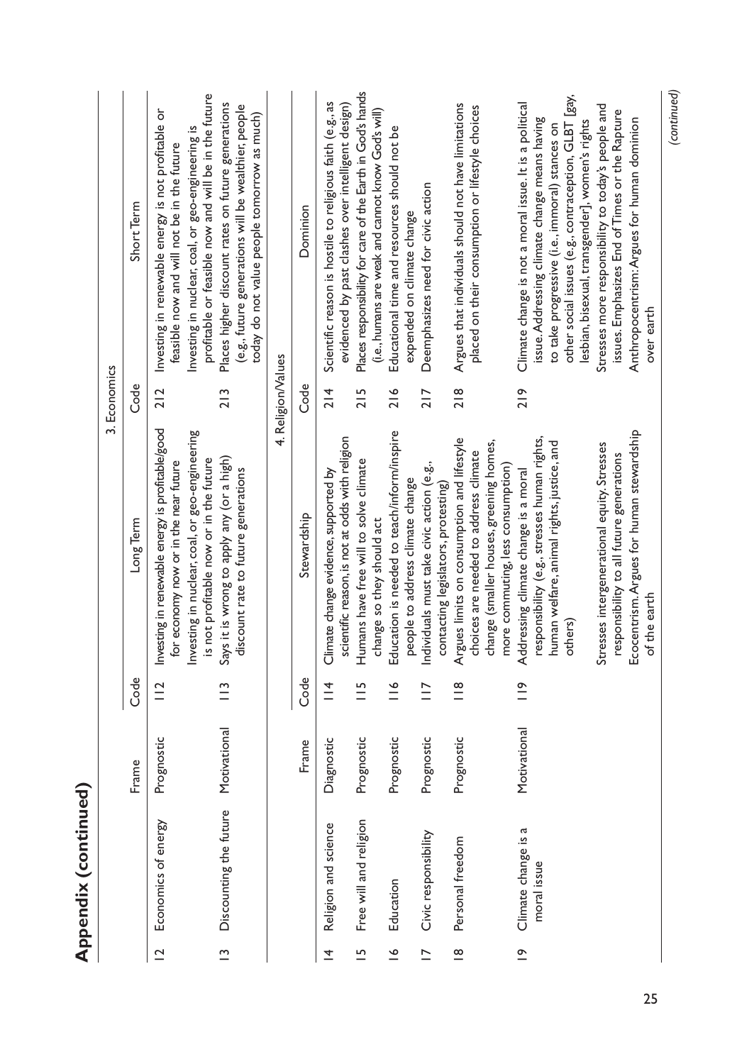## Appendix (continued)

| | | Frame | Code | Long Term | Code | Short Term |
|---|---|---|---|---|---|---|
| | | | | | 3. Economics | |
| 12 | Economics of energy | Prognostic | 112 | Investing in renewable energy is profitable/good for economy now or in the near future<br>Investing in nuclear, coal, or geo-engineering is not profitable now or in the future | 212 | Investing in renewable energy is not profitable or feasible now and will not be in the future<br>Investing in nuclear, coal, or geo-engineering is profitable or feasible now and will be in the future |
| 13 | Discounting the future | Motivational | 113 | Says it is wrong to apply any (or a high) discount rate to future generations | 213 | Places higher discount rates on future generations (e.g., future generations will be wealthier, people today do not value people tomorrow as much) |
| | | | | | 4. Religion/Values | |
| | | Frame | Code | Stewardship | Code | Dominion |
| 14 | Religion and science | Diagnostic | 114 | Climate change evidence, supported by scientific reason, is not at odds with religion | 214 | Scientific reason is hostile to religious faith (e.g., as evidenced by past clashes over intelligent design) |
| 15 | Free will and religion | Prognostic | 115 | Humans have free will to solve climate change so they should act | 215 | Places responsibility for care of the Earth in God's hands (i.e., humans are weak and cannot know God's will) |
| 16 | Education | Prognostic | 116 | Education is needed to teach/inform/inspire people to address climate change | 216 | Educational time and resources should not be expended on climate change |
| 17 | Civic responsibility | Prognostic | 117 | Individuals must take civic action (e.g., contacting legislators, protesting) | 217 | Deemphasizes need for civic action |
| 18 | Personal freedom | Prognostic | 118 | Argues limits on consumption and lifestyle choices are needed to address climate change (smaller houses, greening homes, more commuting, less consumption) | 218 | Argues that individuals should not have limitations placed on their consumption or lifestyle choices |
| 19 | Climate change is a moral issue | Motivational | 119 | Addressing climate change is a moral responsibility (e.g., stresses human rights, human welfare, animal rights, justice, and others)<br>Stresses intergenerational equity. Stresses responsibility to all future generations<br>Ecocentrism. Argues for human stewardship of the earth | 219 | Climate change is not a moral issue. It is a political issue. Addressing climate change means having to take progressive (i.e., immoral) stances on other social issues (e.g., contraception, GLBT [gay, lesbian, bisexual, transgender], women's rights<br>Stresses more responsibility to today's people and issues. Emphasizes End of Times or the Rapture<br>Anthropocentrism: Argues for human dominion over earth |

(continued)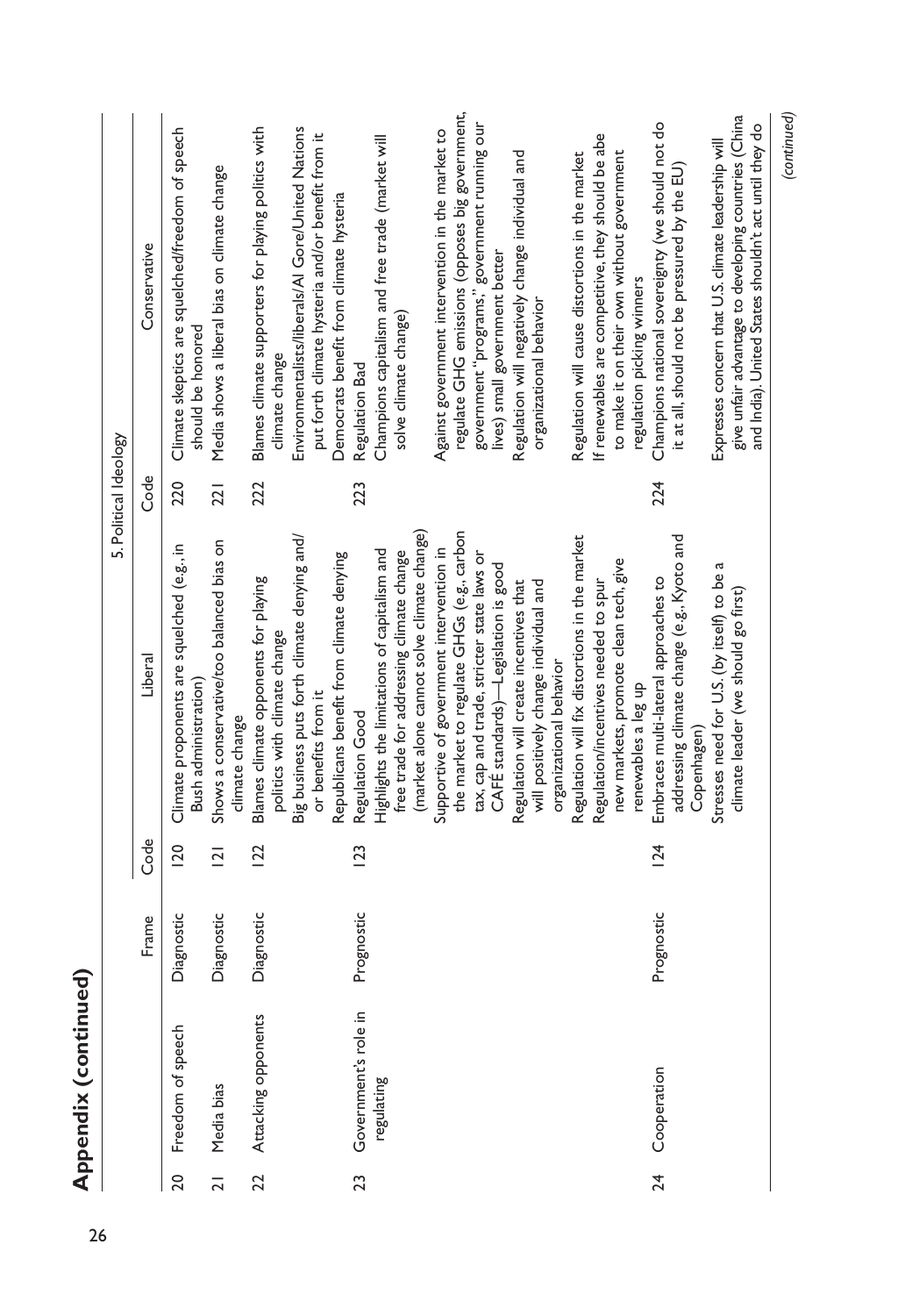## Appendix (continued)

| | | Frame | Code | Liberal | Code | Conservative |
|---|---|---|---|---|---|---|
| | | | | 5. Political Ideology | | |
| 20 | Freedom of speech | Diagnostic | 120 | Climate proponents are squelched (e.g., in Bush administration) | 220 | Climate skeptics are squelched/freedom of speech should be honored |
| 21 | Media bias | Diagnostic | 121 | Shows a conservative/too balanced bias on climate change | 221 | Media shows a liberal bias on climate change |
| 22 | Attacking opponents | Diagnostic | 122 | Blames climate opponents for playing politics with climate change<br>Big business puts forth climate denying and/or benefits from it<br>Republicans benefit from climate denying | 222 | Blames climate supporters for playing politics with climate change<br>Environmentalists/liberals/Al Gore/United Nations put forth climate hysteria and/or benefit from it<br>Democrats benefit from climate hysteria |
| 23 | Government's role in regulating | Prognostic | 123 | Regulation Good<br>Highlights the limitations of capitalism and free trade for addressing climate change (market alone cannot solve climate change)<br>Supportive of government intervention in the market to regulate GHGs (e.g., carbon tax, cap and trade, stricter state laws or CAFE standards)—Legislation is good<br>Regulation will create incentives that will positively change individual and organizational behavior<br>Regulation will fix distortions in the market<br>Regulation/incentives needed to spur new markets, promote clean tech, give renewables a leg up | 223 | Regulation Bad<br>Champions capitalism and free trade (market will solve climate change)<br>Against government intervention in the market to regulate GHG emissions (opposes big government, government "programs," government running our lives) small government better<br>Regulation will negatively change individual and organizational behavior<br>Regulation will cause distortions in the market<br>If renewables are competitive, they should be abe to make it on their own without government regulation picking winners |
| 24 | Cooperation | Prognostic | 124 | Embraces multi-lateral approaches to addressing climate change (e.g., Kyoto and Copenhagen)<br>Stresses need for U.S. (by itself) to be a climate leader (we should go first) | 224 | Champions national sovereignty (we should not do it at all, should not be pressured by the EU)<br>Expresses concern that U.S. climate leadership will give unfair advantage to developing countries (China and India). United States shouldn't act until they do |

*(continued)*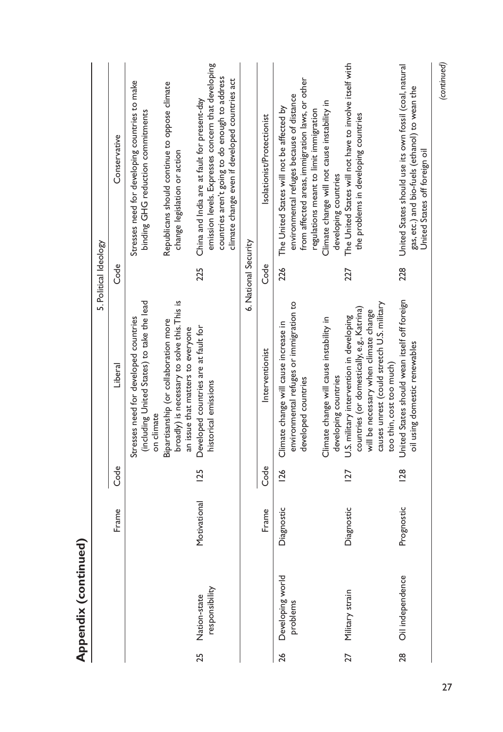## Appendix (continued)

| | | Frame | Code | Liberal | Code | Conservative |
|---|---|---|---|---|---|---|
| | | | | **5. Political Ideology** | | |
| | | | | Stresses need for developed countries (including United States) to take the lead on climate | | Stresses need for developing countries to make binding GHG reduction commitments |
| | | | | Bipartisanship (or collaboration more broadly) is necessary to solve this. This is an issue that matters to everyone | | Republicans should continue to oppose climate change legislation or action |
| 25 | Nation-state responsibility | Motivational | 125 | Developed countries are at fault for historical emissions | 225 | China and India are at fault for present-day emission levels. Expresses concern that developing countries aren't going to do enough to address climate change even if developed countries act |
| | | | | **6. National Security** | | |
| | | Frame | Code | Interventionist | Code | Isolationist/Protectionist |
| 26 | Developing world problems | Diagnostic | 126 | Climate change will cause increase in environmental refuges or immigration to developed countries | 226 | The United States will not be affected by environmental refuges because of distance from affected areas, immigration laws, or other regulations meant to limit immigration |
| | | | | Climate change will cause instability in developing countries | | Climate change will not cause instability in developing countries |
| 27 | Military strain | Diagnostic | 127 | U.S. military intervention in developing countries (or domestically, e.g., Katrina) will be necessary when climate change causes unrest (could stretch U.S. military too thin, cost too much) | 227 | The United States will not have to involve itself with the problems in developing countries |
| 28 | Oil independence | Prognostic | 128 | United States should wean itself off foreign oil using domestic renewables | 228 | United States should use its own fossil (coal, natural gas, etc.) and bio-fuels (ethanol) to wean the United States off foreign oil |

*(continued)*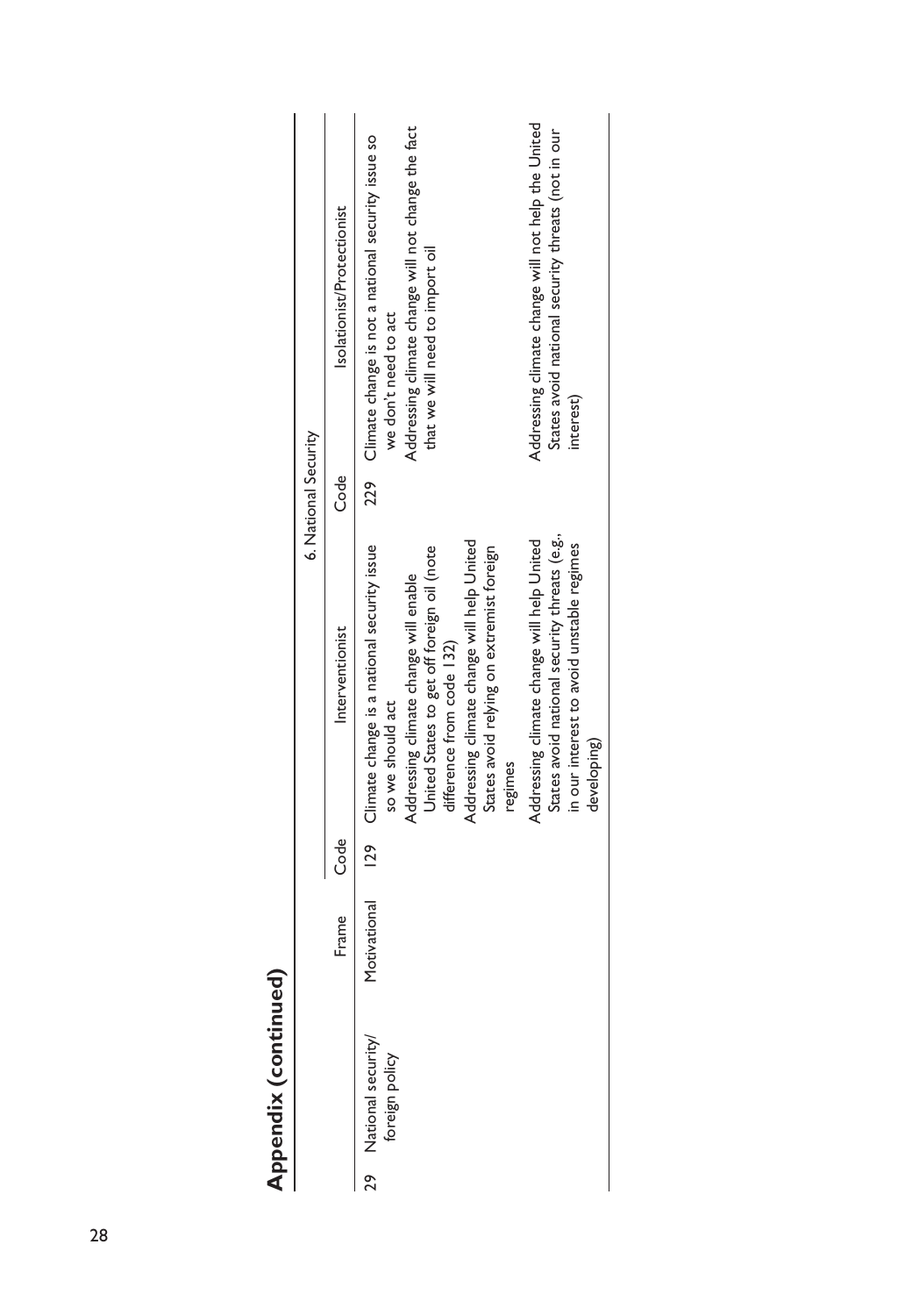## Appendix (continued)

| | | Frame | Code | Interventionist | Code | Isolationist/Protectionist |
|---|---|---|---|---|---|---|
| | | | | 6. National Security | | |
| 29 | National security/ foreign policy | Motivational | 129 | Climate change is a national security issue so we should act | 229 | Climate change is not a national security issue so we don't need to act |
| | | | | Addressing climate change will enable United States to get off foreign oil (note difference from code 132) | | Addressing climate change will not change the fact that we will need to import oil |
| | | | | Addressing climate change will help United States avoid relying on extremist foreign regimes | | |
| | | | | Addressing climate change will help United States avoid national security threats (e.g., in our interest to avoid unstable regimes developing) | | Addressing climate change will not help the United States avoid national security threats (not in our interest) |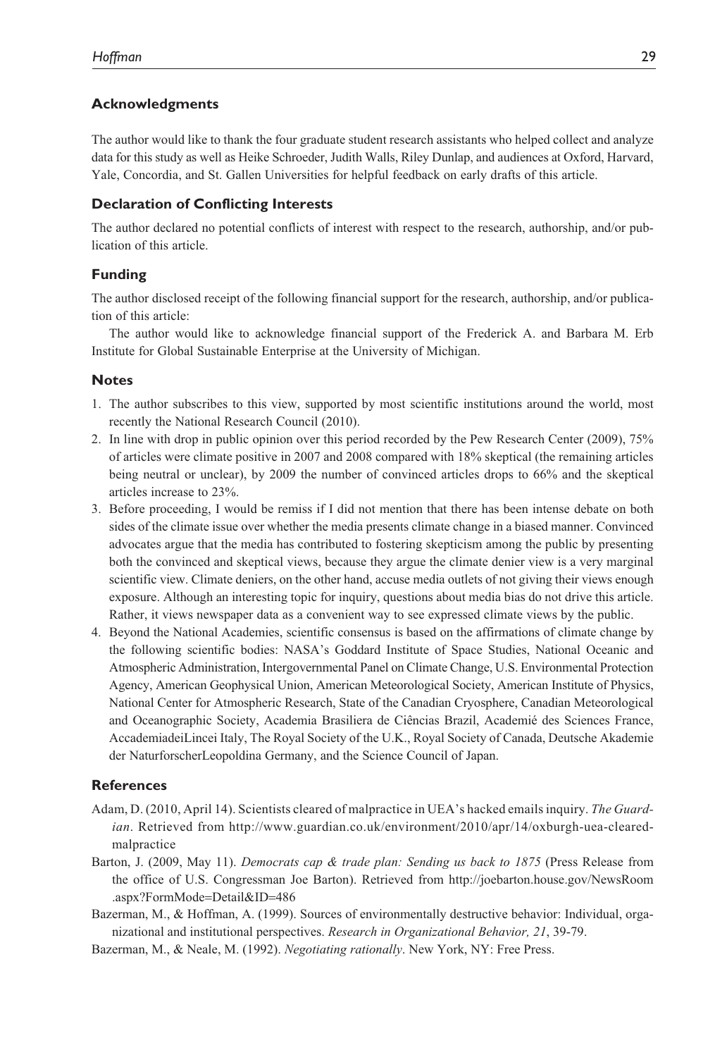## Acknowledgments

The author would like to thank the four graduate student research assistants who helped collect and analyze data for this study as well as Heike Schroeder, Judith Walls, Riley Dunlap, and audiences at Oxford, Harvard, Yale, Concordia, and St. Gallen Universities for helpful feedback on early drafts of this article.

## Declaration of Conflicting Interests

The author declared no potential conflicts of interest with respect to the research, authorship, and/or publication of this article.

## Funding

The author disclosed receipt of the following financial support for the research, authorship, and/or publication of this article:

The author would like to acknowledge financial support of the Frederick A. and Barbara M. Erb Institute for Global Sustainable Enterprise at the University of Michigan.

## Notes

1. The author subscribes to this view, supported by most scientific institutions around the world, most recently the National Research Council (2010).
2. In line with drop in public opinion over this period recorded by the Pew Research Center (2009), 75% of articles were climate positive in 2007 and 2008 compared with 18% skeptical (the remaining articles being neutral or unclear), by 2009 the number of convinced articles drops to 66% and the skeptical articles increase to 23%.
3. Before proceeding, I would be remiss if I did not mention that there has been intense debate on both sides of the climate issue over whether the media presents climate change in a biased manner. Convinced advocates argue that the media has contributed to fostering skepticism among the public by presenting both the convinced and skeptical views, because they argue the climate denier view is a very marginal scientific view. Climate deniers, on the other hand, accuse media outlets of not giving their views enough exposure. Although an interesting topic for inquiry, questions about media bias do not drive this article. Rather, it views newspaper data as a convenient way to see expressed climate views by the public.
4. Beyond the National Academies, scientific consensus is based on the affirmations of climate change by the following scientific bodies: NASA's Goddard Institute of Space Studies, National Oceanic and Atmospheric Administration, Intergovernmental Panel on Climate Change, U.S. Environmental Protection Agency, American Geophysical Union, American Meteorological Society, American Institute of Physics, National Center for Atmospheric Research, State of the Canadian Cryosphere, Canadian Meteorological and Oceanographic Society, Academia Brasiliera de Ciências Brazil, Academié des Sciences France, AccademiadeiLincei Italy, The Royal Society of the U.K., Royal Society of Canada, Deutsche Akademie der NaturforscherLeopoldina Germany, and the Science Council of Japan.

## References

Adam, D. (2010, April 14). Scientists cleared of malpractice in UEA's hacked emails inquiry. *The Guardian*. Retrieved from http://www.guardian.co.uk/environment/2010/apr/14/oxburgh-uea-cleared-malpractice

Barton, J. (2009, May 11). *Democrats cap & trade plan: Sending us back to 1875* (Press Release from the office of U.S. Congressman Joe Barton). Retrieved from http://joebarton.house.gov/NewsRoom.aspx?FormMode=Detail&ID=486

Bazerman, M., & Hoffman, A. (1999). Sources of environmentally destructive behavior: Individual, organizational and institutional perspectives. *Research in Organizational Behavior, 21*, 39-79.

Bazerman, M., & Neale, M. (1992). *Negotiating rationally*. New York, NY: Free Press.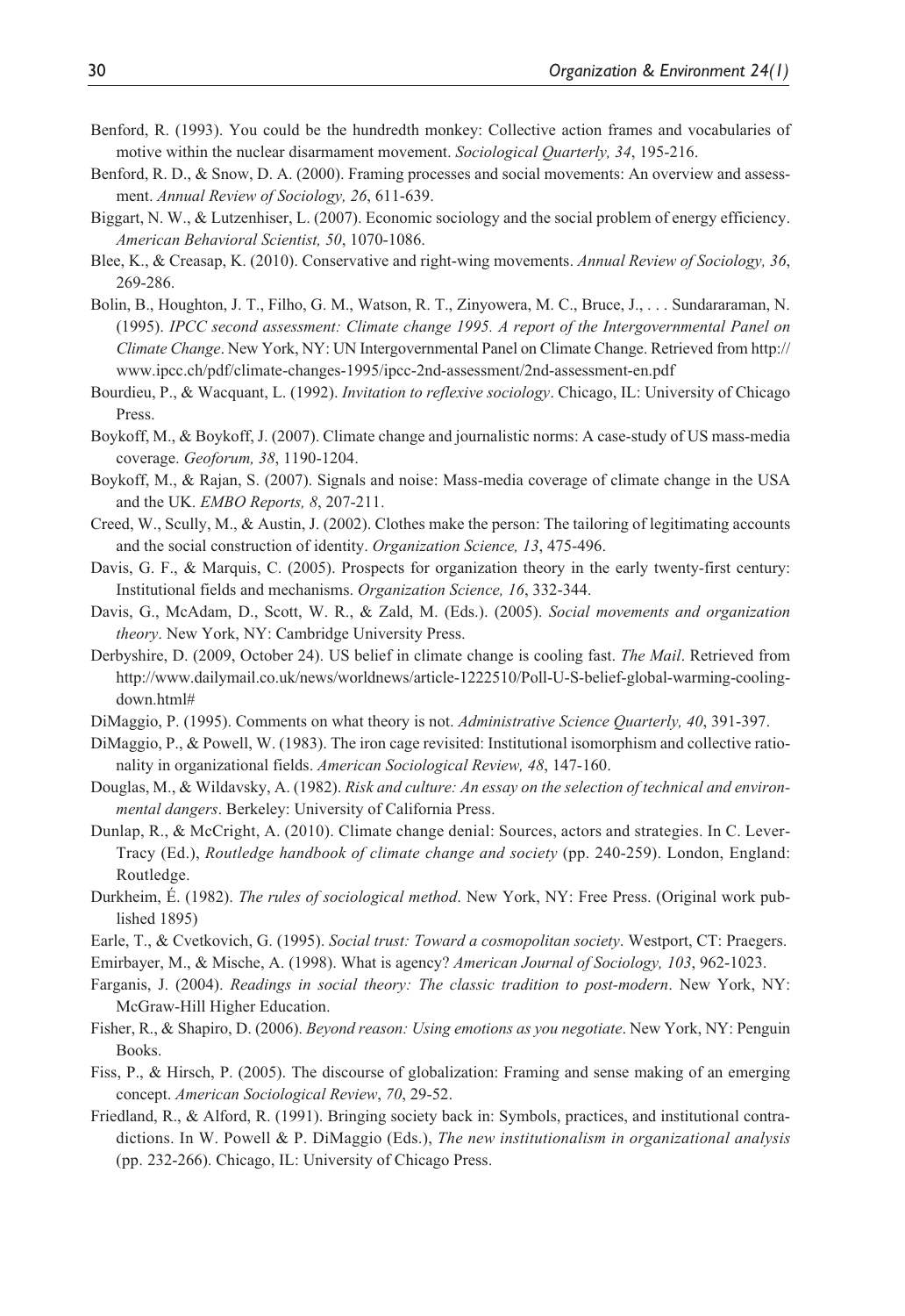Benford, R. (1993). You could be the hundredth monkey: Collective action frames and vocabularies of motive within the nuclear disarmament movement. *Sociological Quarterly, 34*, 195-216.

Benford, R. D., & Snow, D. A. (2000). Framing processes and social movements: An overview and assessment. *Annual Review of Sociology, 26*, 611-639.

Biggart, N. W., & Lutzenhiser, L. (2007). Economic sociology and the social problem of energy efficiency. *American Behavioral Scientist, 50*, 1070-1086.

Blee, K., & Creasap, K. (2010). Conservative and right-wing movements. *Annual Review of Sociology, 36*, 269-286.

Bolin, B., Houghton, J. T., Filho, G. M., Watson, R. T., Zinyowera, M. C., Bruce, J., . . . Sundararaman, N. (1995). *IPCC second assessment: Climate change 1995. A report of the Intergovernmental Panel on Climate Change*. New York, NY: UN Intergovernmental Panel on Climate Change. Retrieved from http://www.ipcc.ch/pdf/climate-changes-1995/ipcc-2nd-assessment/2nd-assessment-en.pdf

Bourdieu, P., & Wacquant, L. (1992). *Invitation to reflexive sociology*. Chicago, IL: University of Chicago Press.

Boykoff, M., & Boykoff, J. (2007). Climate change and journalistic norms: A case-study of US mass-media coverage. *Geoforum, 38*, 1190-1204.

Boykoff, M., & Rajan, S. (2007). Signals and noise: Mass-media coverage of climate change in the USA and the UK. *EMBO Reports, 8*, 207-211.

Creed, W., Scully, M., & Austin, J. (2002). Clothes make the person: The tailoring of legitimating accounts and the social construction of identity. *Organization Science, 13*, 475-496.

Davis, G. F., & Marquis, C. (2005). Prospects for organization theory in the early twenty-first century: Institutional fields and mechanisms. *Organization Science, 16*, 332-344.

Davis, G., McAdam, D., Scott, W. R., & Zald, M. (Eds.). (2005). *Social movements and organization theory*. New York, NY: Cambridge University Press.

Derbyshire, D. (2009, October 24). US belief in climate change is cooling fast. *The Mail*. Retrieved from http://www.dailymail.co.uk/news/worldnews/article-1222510/Poll-U-S-belief-global-warming-cooling-down.html#

DiMaggio, P. (1995). Comments on what theory is not. *Administrative Science Quarterly, 40*, 391-397.

DiMaggio, P., & Powell, W. (1983). The iron cage revisited: Institutional isomorphism and collective rationality in organizational fields. *American Sociological Review, 48*, 147-160.

Douglas, M., & Wildavsky, A. (1982). *Risk and culture: An essay on the selection of technical and environmental dangers*. Berkeley: University of California Press.

Dunlap, R., & McCright, A. (2010). Climate change denial: Sources, actors and strategies. In C. Lever-Tracy (Ed.), *Routledge handbook of climate change and society* (pp. 240-259). London, England: Routledge.

Durkheim, É. (1982). *The rules of sociological method*. New York, NY: Free Press. (Original work published 1895)

Earle, T., & Cvetkovich, G. (1995). *Social trust: Toward a cosmopolitan society*. Westport, CT: Praegers.

Emirbayer, M., & Mische, A. (1998). What is agency? *American Journal of Sociology, 103*, 962-1023.

Farganis, J. (2004). *Readings in social theory: The classic tradition to post-modern*. New York, NY: McGraw-Hill Higher Education.

Fisher, R., & Shapiro, D. (2006). *Beyond reason: Using emotions as you negotiate*. New York, NY: Penguin Books.

Fiss, P., & Hirsch, P. (2005). The discourse of globalization: Framing and sense making of an emerging concept. *American Sociological Review*, *70*, 29-52.

Friedland, R., & Alford, R. (1991). Bringing society back in: Symbols, practices, and institutional contradictions. In W. Powell & P. DiMaggio (Eds.), *The new institutionalism in organizational analysis* (pp. 232-266). Chicago, IL: University of Chicago Press.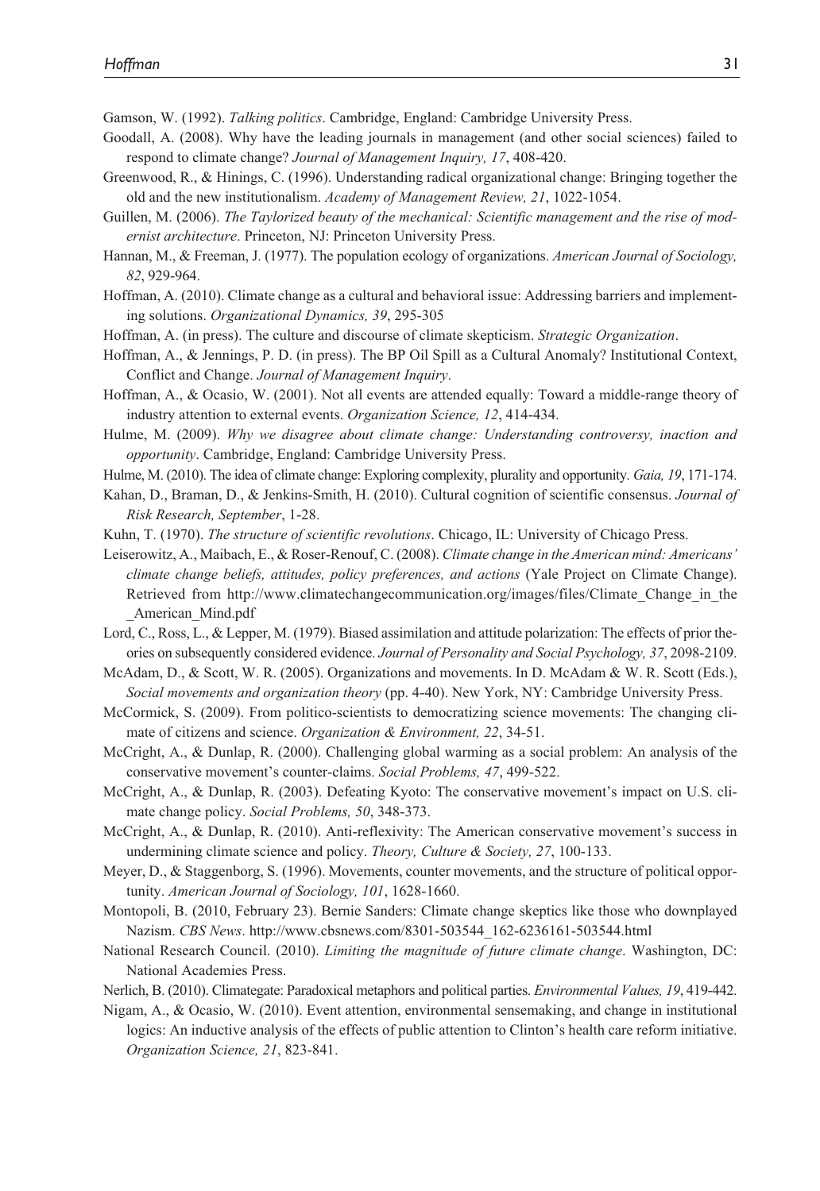Gamson, W. (1992). *Talking politics*. Cambridge, England: Cambridge University Press.

Goodall, A. (2008). Why have the leading journals in management (and other social sciences) failed to respond to climate change? *Journal of Management Inquiry, 17*, 408-420.

Greenwood, R., & Hinings, C. (1996). Understanding radical organizational change: Bringing together the old and the new institutionalism. *Academy of Management Review, 21*, 1022-1054.

Guillen, M. (2006). *The Taylorized beauty of the mechanical: Scientific management and the rise of modernist architecture*. Princeton, NJ: Princeton University Press.

Hannan, M., & Freeman, J. (1977). The population ecology of organizations. *American Journal of Sociology, 82*, 929-964.

Hoffman, A. (2010). Climate change as a cultural and behavioral issue: Addressing barriers and implementing solutions. *Organizational Dynamics, 39*, 295-305

Hoffman, A. (in press). The culture and discourse of climate skepticism. *Strategic Organization*.

Hoffman, A., & Jennings, P. D. (in press). The BP Oil Spill as a Cultural Anomaly? Institutional Context, Conflict and Change. *Journal of Management Inquiry*.

Hoffman, A., & Ocasio, W. (2001). Not all events are attended equally: Toward a middle-range theory of industry attention to external events. *Organization Science, 12*, 414-434.

Hulme, M. (2009). *Why we disagree about climate change: Understanding controversy, inaction and opportunity*. Cambridge, England: Cambridge University Press.

Hulme, M. (2010). The idea of climate change: Exploring complexity, plurality and opportunity. *Gaia, 19*, 171-174.

Kahan, D., Braman, D., & Jenkins-Smith, H. (2010). Cultural cognition of scientific consensus. *Journal of Risk Research, September*, 1-28.

Kuhn, T. (1970). *The structure of scientific revolutions*. Chicago, IL: University of Chicago Press.

Leiserowitz, A., Maibach, E., & Roser-Renouf, C. (2008). *Climate change in the American mind: Americans' climate change beliefs, attitudes, policy preferences, and actions* (Yale Project on Climate Change). Retrieved from http://www.climatechangecommunication.org/images/files/Climate_Change_in_the_American_Mind.pdf

Lord, C., Ross, L., & Lepper, M. (1979). Biased assimilation and attitude polarization: The effects of prior theories on subsequently considered evidence. *Journal of Personality and Social Psychology, 37*, 2098-2109.

McAdam, D., & Scott, W. R. (2005). Organizations and movements. In D. McAdam & W. R. Scott (Eds.), *Social movements and organization theory* (pp. 4-40). New York, NY: Cambridge University Press.

McCormick, S. (2009). From politico-scientists to democratizing science movements: The changing climate of citizens and science. *Organization & Environment, 22*, 34-51.

McCright, A., & Dunlap, R. (2000). Challenging global warming as a social problem: An analysis of the conservative movement's counter-claims. *Social Problems, 47*, 499-522.

McCright, A., & Dunlap, R. (2003). Defeating Kyoto: The conservative movement's impact on U.S. climate change policy. *Social Problems, 50*, 348-373.

McCright, A., & Dunlap, R. (2010). Anti-reflexivity: The American conservative movement's success in undermining climate science and policy. *Theory, Culture & Society, 27*, 100-133.

Meyer, D., & Staggenborg, S. (1996). Movements, counter movements, and the structure of political opportunity. *American Journal of Sociology, 101*, 1628-1660.

Montopoli, B. (2010, February 23). Bernie Sanders: Climate change skeptics like those who downplayed Nazism. *CBS News*. http://www.cbsnews.com/8301-503544_162-6236161-503544.html

National Research Council. (2010). *Limiting the magnitude of future climate change*. Washington, DC: National Academies Press.

Nerlich, B. (2010). Climategate: Paradoxical metaphors and political parties. *Environmental Values, 19*, 419-442.

Nigam, A., & Ocasio, W. (2010). Event attention, environmental sensemaking, and change in institutional logics: An inductive analysis of the effects of public attention to Clinton's health care reform initiative. *Organization Science, 21*, 823-841.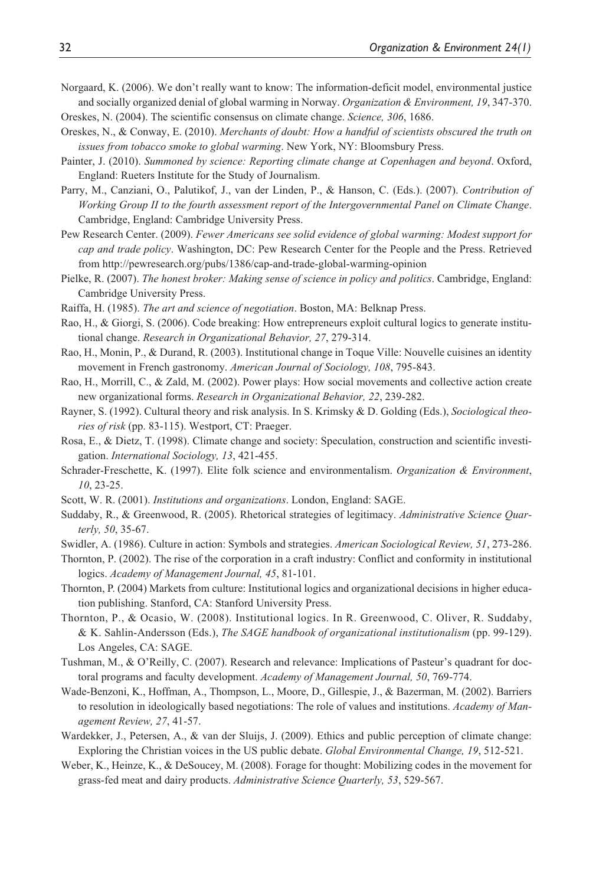Norgaard, K. (2006). We don't really want to know: The information-deficit model, environmental justice and socially organized denial of global warming in Norway. *Organization & Environment, 19*, 347-370.

Oreskes, N. (2004). The scientific consensus on climate change. *Science, 306*, 1686.

Oreskes, N., & Conway, E. (2010). *Merchants of doubt: How a handful of scientists obscured the truth on issues from tobacco smoke to global warming*. New York, NY: Bloomsbury Press.

Painter, J. (2010). *Summoned by science: Reporting climate change at Copenhagen and beyond*. Oxford, England: Rueters Institute for the Study of Journalism.

Parry, M., Canziani, O., Palutikof, J., van der Linden, P., & Hanson, C. (Eds.). (2007). *Contribution of Working Group II to the fourth assessment report of the Intergovernmental Panel on Climate Change*. Cambridge, England: Cambridge University Press.

Pew Research Center. (2009). *Fewer Americans see solid evidence of global warming: Modest support for cap and trade policy*. Washington, DC: Pew Research Center for the People and the Press. Retrieved from http://pewresearch.org/pubs/1386/cap-and-trade-global-warming-opinion

Pielke, R. (2007). *The honest broker: Making sense of science in policy and politics*. Cambridge, England: Cambridge University Press.

Raiffa, H. (1985). *The art and science of negotiation*. Boston, MA: Belknap Press.

Rao, H., & Giorgi, S. (2006). Code breaking: How entrepreneurs exploit cultural logics to generate institutional change. *Research in Organizational Behavior, 27*, 279-314.

Rao, H., Monin, P., & Durand, R. (2003). Institutional change in Toque Ville: Nouvelle cuisines an identity movement in French gastronomy. *American Journal of Sociology, 108*, 795-843.

Rao, H., Morrill, C., & Zald, M. (2002). Power plays: How social movements and collective action create new organizational forms. *Research in Organizational Behavior, 22*, 239-282.

Rayner, S. (1992). Cultural theory and risk analysis. In S. Krimsky & D. Golding (Eds.), *Sociological theories of risk* (pp. 83-115). Westport, CT: Praeger.

Rosa, E., & Dietz, T. (1998). Climate change and society: Speculation, construction and scientific investigation. *International Sociology, 13*, 421-455.

Schrader-Freschette, K. (1997). Elite folk science and environmentalism. *Organization & Environment*, *10*, 23-25.

Scott, W. R. (2001). *Institutions and organizations*. London, England: SAGE.

Suddaby, R., & Greenwood, R. (2005). Rhetorical strategies of legitimacy. *Administrative Science Quarterly, 50*, 35-67.

Swidler, A. (1986). Culture in action: Symbols and strategies. *American Sociological Review, 51*, 273-286.

Thornton, P. (2002). The rise of the corporation in a craft industry: Conflict and conformity in institutional logics. *Academy of Management Journal, 45*, 81-101.

Thornton, P. (2004) Markets from culture: Institutional logics and organizational decisions in higher education publishing. Stanford, CA: Stanford University Press.

Thornton, P., & Ocasio, W. (2008). Institutional logics. In R. Greenwood, C. Oliver, R. Suddaby, & K. Sahlin-Andersson (Eds.), *The SAGE handbook of organizational institutionalism* (pp. 99-129). Los Angeles, CA: SAGE.

Tushman, M., & O'Reilly, C. (2007). Research and relevance: Implications of Pasteur's quadrant for doctoral programs and faculty development. *Academy of Management Journal, 50*, 769-774.

Wade-Benzoni, K., Hoffman, A., Thompson, L., Moore, D., Gillespie, J., & Bazerman, M. (2002). Barriers to resolution in ideologically based negotiations: The role of values and institutions. *Academy of Management Review, 27*, 41-57.

Wardekker, J., Petersen, A., & van der Sluijs, J. (2009). Ethics and public perception of climate change: Exploring the Christian voices in the US public debate. *Global Environmental Change, 19*, 512-521.

Weber, K., Heinze, K., & DeSoucey, M. (2008). Forage for thought: Mobilizing codes in the movement for grass-fed meat and dairy products. *Administrative Science Quarterly, 53*, 529-567.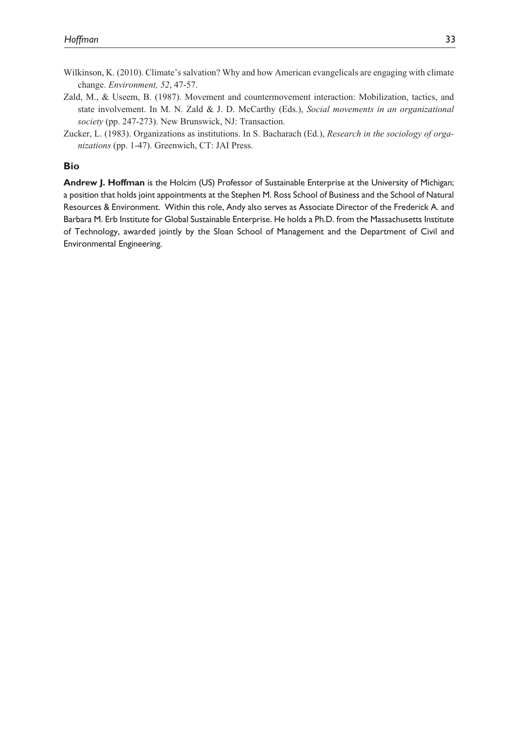Wilkinson, K. (2010). Climate's salvation? Why and how American evangelicals are engaging with climate change. *Environment, 52*, 47-57.

Zald, M., & Useem, B. (1987). Movement and countermovement interaction: Mobilization, tactics, and state involvement. In M. N. Zald & J. D. McCarthy (Eds.), *Social movements in an organizational society* (pp. 247-273). New Brunswick, NJ: Transaction.

Zucker, L. (1983). Organizations as institutions. In S. Bacharach (Ed.), *Research in the sociology of organizations* (pp. 1-47). Greenwich, CT: JAI Press.

## Bio

**Andrew J. Hoffman** is the Holcim (US) Professor of Sustainable Enterprise at the University of Michigan; a position that holds joint appointments at the Stephen M. Ross School of Business and the School of Natural Resources & Environment. Within this role, Andy also serves as Associate Director of the Frederick A. and Barbara M. Erb Institute for Global Sustainable Enterprise. He holds a Ph.D. from the Massachusetts Institute of Technology, awarded jointly by the Sloan School of Management and the Department of Civil and Environmental Engineering.